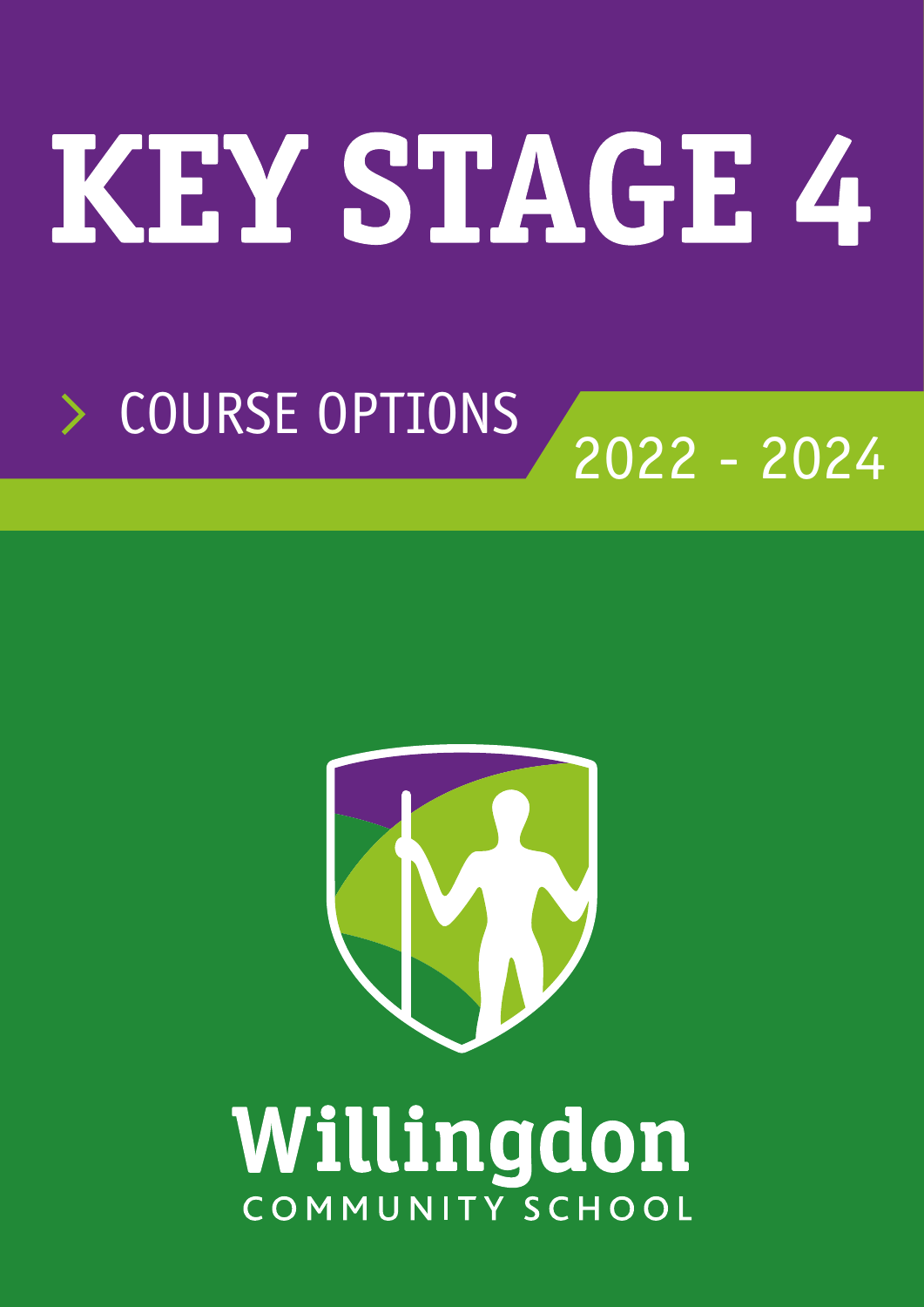# KEY STAGE 4

## COURSE OPTIONS

2022 - 2024

Willingdon

COMMUNITY SCHOOL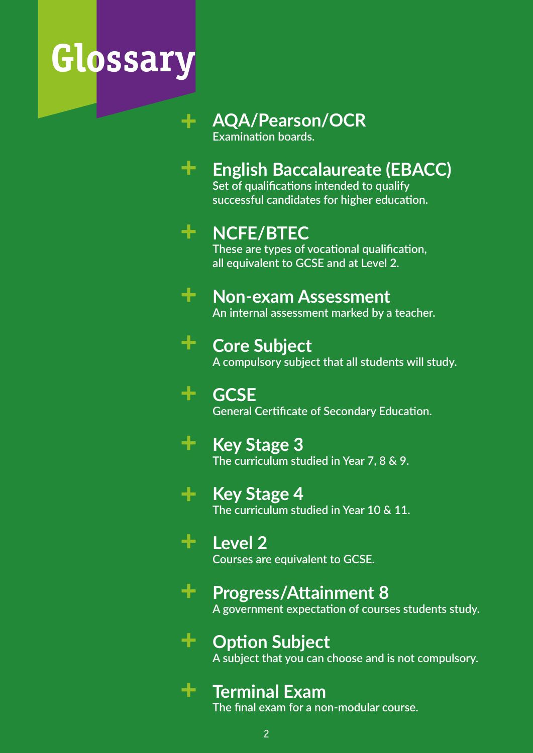# Glossary

- **AQA/Pearson/OCR**
  Examination boards.

- **English Baccalaureate (EBACC)**
  Set of qualifications intended to qualify successful candidates for higher education.

- **NCFE/BTEC**
  These are types of vocational qualification, all equivalent to GCSE and at Level 2.

- **Non-exam Assessment**
  An internal assessment marked by a teacher.

- **Core Subject**
  A compulsory subject that all students will study.

- **GCSE**
  General Certificate of Secondary Education.

- **Key Stage 3**
  The curriculum studied in Year 7, 8 & 9.

- **Key Stage 4**
  The curriculum studied in Year 10 & 11.

- **Level 2**
  Courses are equivalent to GCSE.

- **Progress/Attainment 8**
  A government expectation of courses students study.

- **Option Subject**
  A subject that you can choose and is not compulsory.

- **Terminal Exam**
  The final exam for a non-modular course.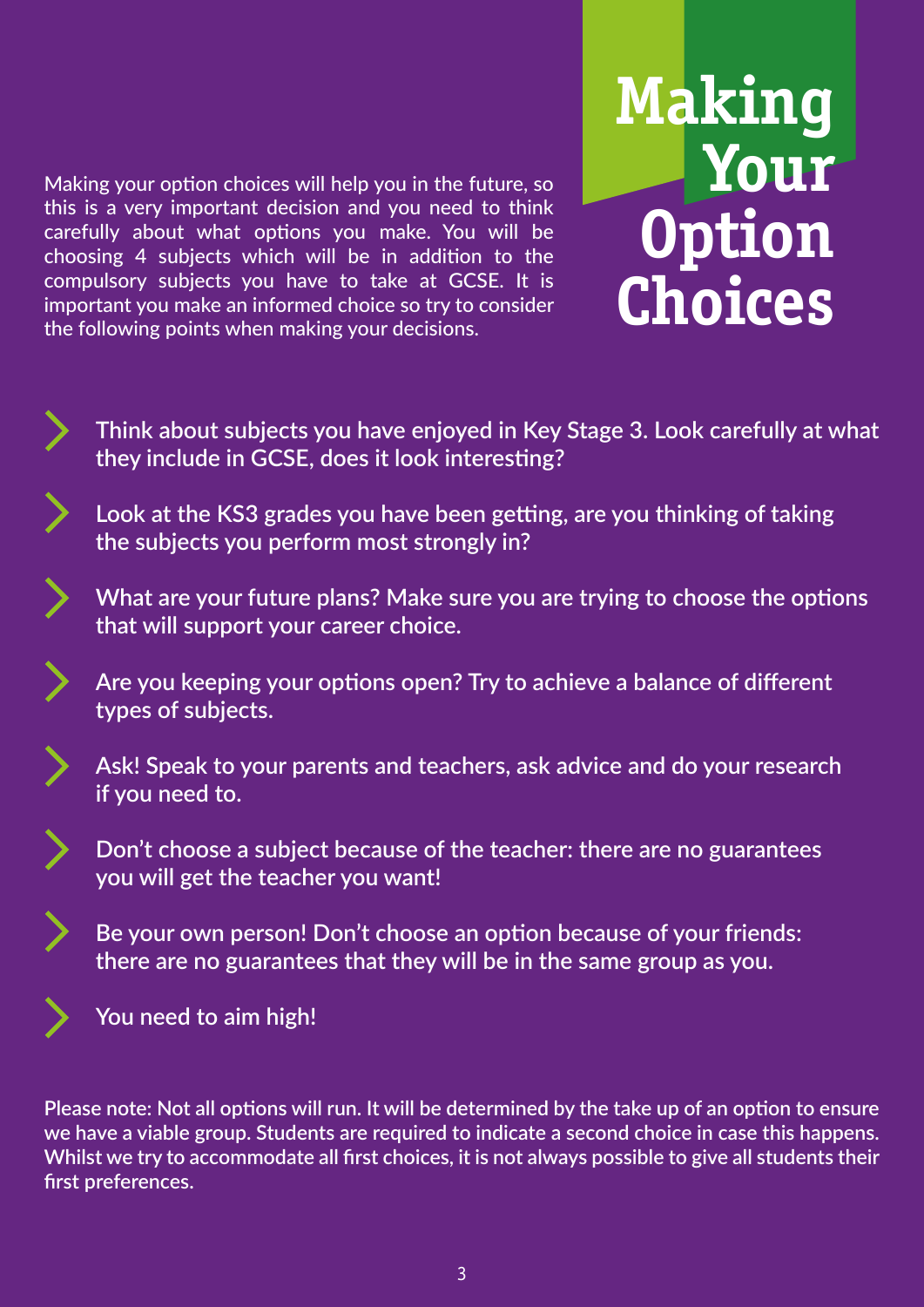# Making Your Option Choices

Making your option choices will help you in the future, so this is a very important decision and you need to think carefully about what options you make. You will be choosing 4 subjects which will be in addition to the compulsory subjects you have to take at GCSE. It is important you make an informed choice so try to consider the following points when making your decisions.

- Think about subjects you have enjoyed in Key Stage 3. Look carefully at what they include in GCSE, does it look interesting?
- Look at the KS3 grades you have been getting, are you thinking of taking the subjects you perform most strongly in?
- What are your future plans? Make sure you are trying to choose the options that will support your career choice.
- Are you keeping your options open? Try to achieve a balance of different types of subjects.
- Ask! Speak to your parents and teachers, ask advice and do your research if you need to.
- Don't choose a subject because of the teacher: there are no guarantees you will get the teacher you want!
- Be your own person! Don't choose an option because of your friends: there are no guarantees that they will be in the same group as you.
- You need to aim high!

**Please note: Not all options will run. It will be determined by the take up of an option to ensure we have a viable group. Students are required to indicate a second choice in case this happens. Whilst we try to accommodate all first choices, it is not always possible to give all students their first preferences.**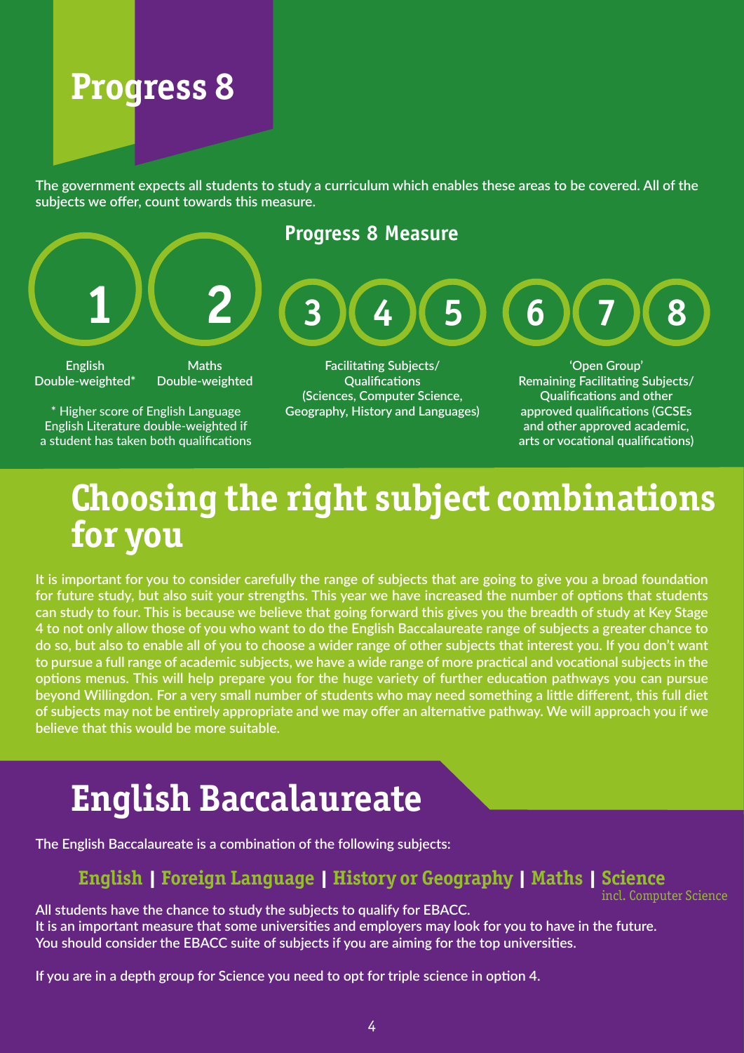# Progress 8

The government expects all students to study a curriculum which enables these areas to be covered. All of the subjects we offer, count towards this measure.

## Progress 8 Measure

**1** English Double-weighted*

**2** Maths Double-weighted

\* Higher score of English Language English Literature double-weighted if a student has taken both qualifications

**3 4 5** Facilitating Subjects/ Qualifications (Sciences, Computer Science, Geography, History and Languages)

**6 7 8** 'Open Group' Remaining Facilitating Subjects/ Qualifications and other approved qualifications (GCSEs and other approved academic, arts or vocational qualifications)

# Choosing the right subject combinations for you

It is important for you to consider carefully the range of subjects that are going to give you a broad foundation for future study, but also suit your strengths. This year we have increased the number of options that students can study to four. This is because we believe that going forward this gives you the breadth of study at Key Stage 4 to not only allow those of you who want to do the English Baccalaureate range of subjects a greater chance to do so, but also to enable all of you to choose a wider range of other subjects that interest you. If you don't want to pursue a full range of academic subjects, we have a wide range of more practical and vocational subjects in the options menus. This will help prepare you for the huge variety of further education pathways you can pursue beyond Willingdon. For a very small number of students who may need something a little different, this full diet of subjects may not be entirely appropriate and we may offer an alternative pathway. We will approach you if we believe that this would be more suitable.

# English Baccalaureate

The English Baccalaureate is a combination of the following subjects:

**English | Foreign Language | History or Geography | Maths | Science** incl. Computer Science

All students have the chance to study the subjects to qualify for EBACC.
It is an important measure that some universities and employers may look for you to have in the future.
You should consider the EBACC suite of subjects if you are aiming for the top universities.

If you are in a depth group for Science you need to opt for triple science in option 4.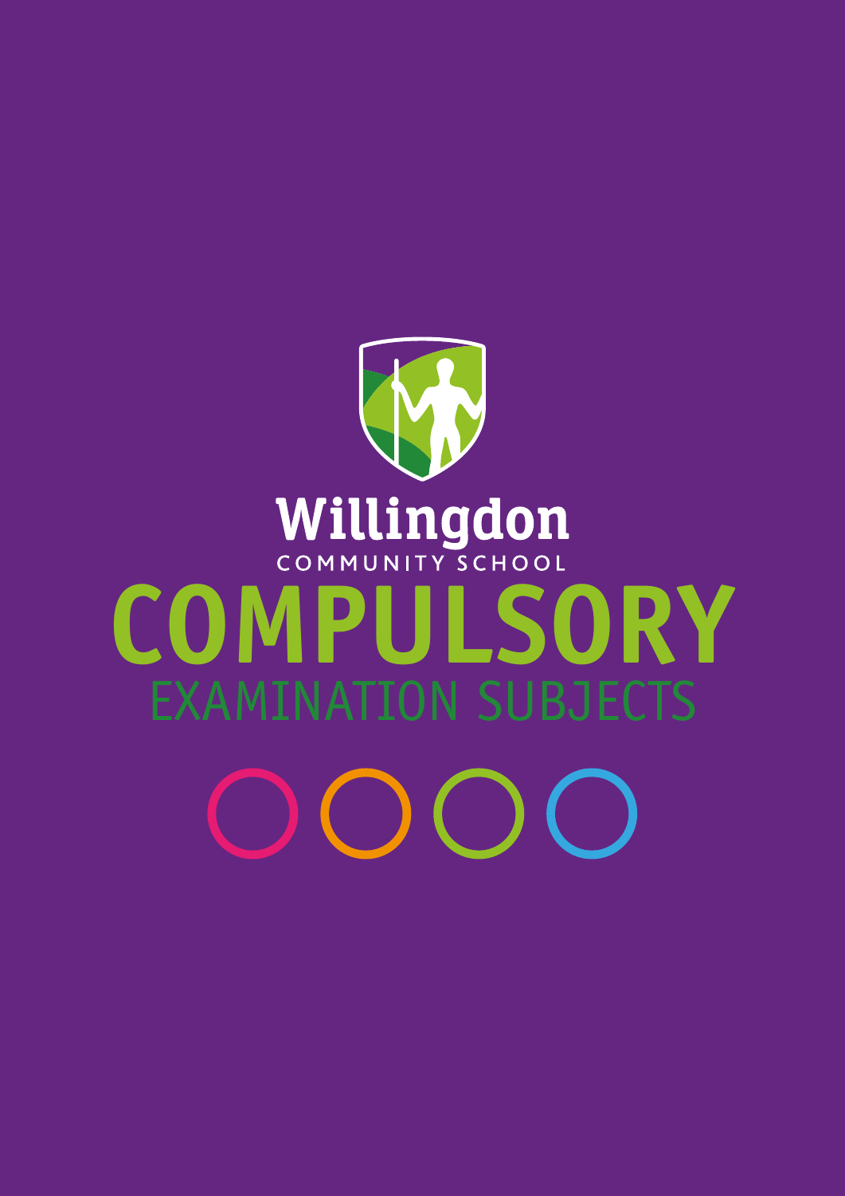Willingdon

COMMUNITY SCHOOL

# COMPULSORY

## EXAMINATION SUBJECTS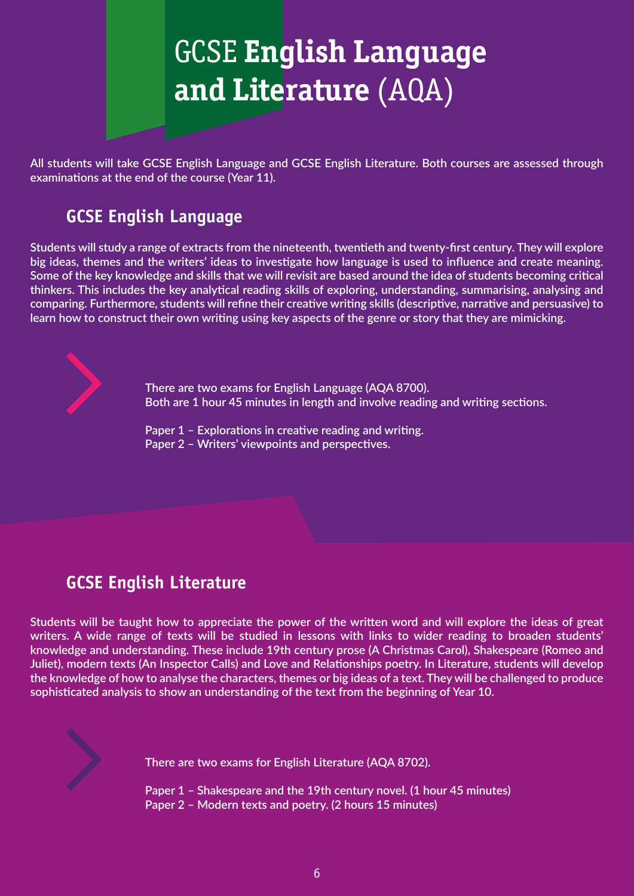# GCSE **English Language and Literature** (AQA)

**All students will take GCSE English Language and GCSE English Literature. Both courses are assessed through examinations at the end of the course (Year 11).**

## GCSE English Language

**Students will study a range of extracts from the nineteenth, twentieth and twenty-first century. They will explore big ideas, themes and the writers' ideas to investigate how language is used to influence and create meaning. Some of the key knowledge and skills that we will revisit are based around the idea of students becoming critical thinkers. This includes the key analytical reading skills of exploring, understanding, summarising, analysing and comparing. Furthermore, students will refine their creative writing skills (descriptive, narrative and persuasive) to learn how to construct their own writing using key aspects of the genre or story that they are mimicking.**

**There are two exams for English Language (AQA 8700).**
**Both are 1 hour 45 minutes in length and involve reading and writing sections.**

**Paper 1 – Explorations in creative reading and writing.**
**Paper 2 – Writers' viewpoints and perspectives.**

## GCSE English Literature

**Students will be taught how to appreciate the power of the written word and will explore the ideas of great writers. A wide range of texts will be studied in lessons with links to wider reading to broaden students' knowledge and understanding. These include 19th century prose (A Christmas Carol), Shakespeare (Romeo and Juliet), modern texts (An Inspector Calls) and Love and Relationships poetry. In Literature, students will develop the knowledge of how to analyse the characters, themes or big ideas of a text. They will be challenged to produce sophisticated analysis to show an understanding of the text from the beginning of Year 10.**

**There are two exams for English Literature (AQA 8702).**

**Paper 1 – Shakespeare and the 19th century novel. (1 hour 45 minutes)**
**Paper 2 – Modern texts and poetry. (2 hours 15 minutes)**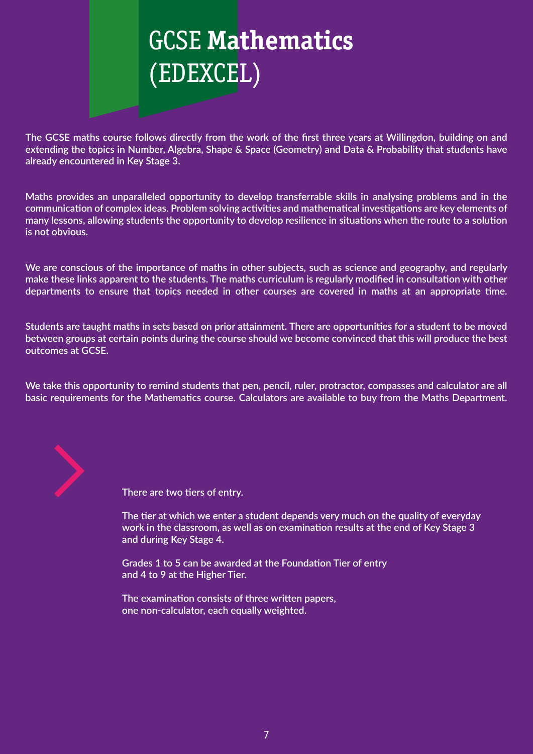# GCSE **Mathematics** (EDEXCEL)

The GCSE maths course follows directly from the work of the first three years at Willingdon, building on and extending the topics in Number, Algebra, Shape & Space (Geometry) and Data & Probability that students have already encountered in Key Stage 3.

Maths provides an unparalleled opportunity to develop transferrable skills in analysing problems and in the communication of complex ideas. Problem solving activities and mathematical investigations are key elements of many lessons, allowing students the opportunity to develop resilience in situations when the route to a solution is not obvious.

We are conscious of the importance of maths in other subjects, such as science and geography, and regularly make these links apparent to the students. The maths curriculum is regularly modified in consultation with other departments to ensure that topics needed in other courses are covered in maths at an appropriate time.

Students are taught maths in sets based on prior attainment. There are opportunities for a student to be moved between groups at certain points during the course should we become convinced that this will produce the best outcomes at GCSE.

We take this opportunity to remind students that pen, pencil, ruler, protractor, compasses and calculator are all basic requirements for the Mathematics course. Calculators are available to buy from the Maths Department.

There are two tiers of entry.

The tier at which we enter a student depends very much on the quality of everyday work in the classroom, as well as on examination results at the end of Key Stage 3 and during Key Stage 4.

Grades 1 to 5 can be awarded at the Foundation Tier of entry and 4 to 9 at the Higher Tier.

The examination consists of three written papers, one non-calculator, each equally weighted.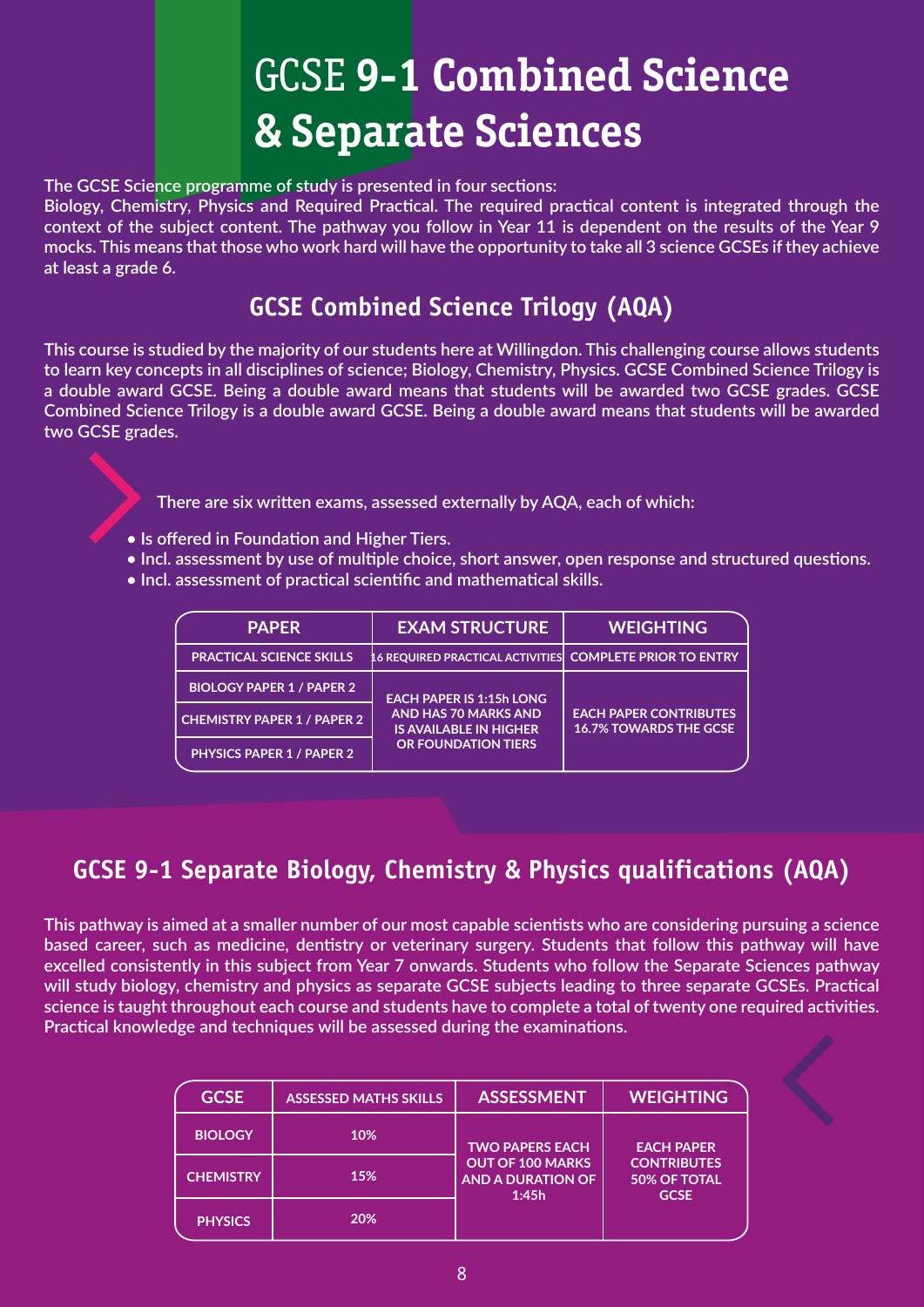# GCSE **9-1 Combined Science & Separate Sciences**

The GCSE Science programme of study is presented in four sections:
Biology, Chemistry, Physics and Required Practical. The required practical content is integrated through the context of the subject content. The pathway you follow in Year 11 is dependent on the results of the Year 9 mocks. This means that those who work hard will have the opportunity to take all 3 science GCSEs if they achieve at least a grade 6.

## GCSE Combined Science Trilogy (AQA)

This course is studied by the majority of our students here at Willingdon. This challenging course allows students to learn key concepts in all disciplines of science; Biology, Chemistry, Physics. GCSE Combined Science Trilogy is a double award GCSE. Being a double award means that students will be awarded two GCSE grades. GCSE Combined Science Trilogy is a double award GCSE. Being a double award means that students will be awarded two GCSE grades.

There are six written exams, assessed externally by AQA, each of which:

- Is offered in Foundation and Higher Tiers.
- Incl. assessment by use of multiple choice, short answer, open response and structured questions.
- Incl. assessment of practical scientific and mathematical skills.

| PAPER | EXAM STRUCTURE | WEIGHTING |
|---|---|---|
| PRACTICAL SCIENCE SKILLS | 16 REQUIRED PRACTICAL ACTIVITIES | COMPLETE PRIOR TO ENTRY |
| BIOLOGY PAPER 1 / PAPER 2 | EACH PAPER IS 1:15h LONG AND HAS 70 MARKS AND IS AVAILABLE IN HIGHER OR FOUNDATION TIERS | EACH PAPER CONTRIBUTES 16.7% TOWARDS THE GCSE |
| CHEMISTRY PAPER 1 / PAPER 2 | | |
| PHYSICS PAPER 1 / PAPER 2 | | |

## GCSE 9-1 Separate Biology, Chemistry & Physics qualifications (AQA)

This pathway is aimed at a smaller number of our most capable scientists who are considering pursuing a science based career, such as medicine, dentistry or veterinary surgery. Students that follow this pathway will have excelled consistently in this subject from Year 7 onwards. Students who follow the Separate Sciences pathway will study biology, chemistry and physics as separate GCSE subjects leading to three separate GCSEs. Practical science is taught throughout each course and students have to complete a total of twenty one required activities. Practical knowledge and techniques will be assessed during the examinations.

| GCSE | ASSESSED MATHS SKILLS | ASSESSMENT | WEIGHTING |
|---|---|---|---|
| BIOLOGY | 10% | TWO PAPERS EACH OUT OF 100 MARKS AND A DURATION OF 1:45h | EACH PAPER CONTRIBUTES 50% OF TOTAL GCSE |
| CHEMISTRY | 15% | | |
| PHYSICS | 20% | | |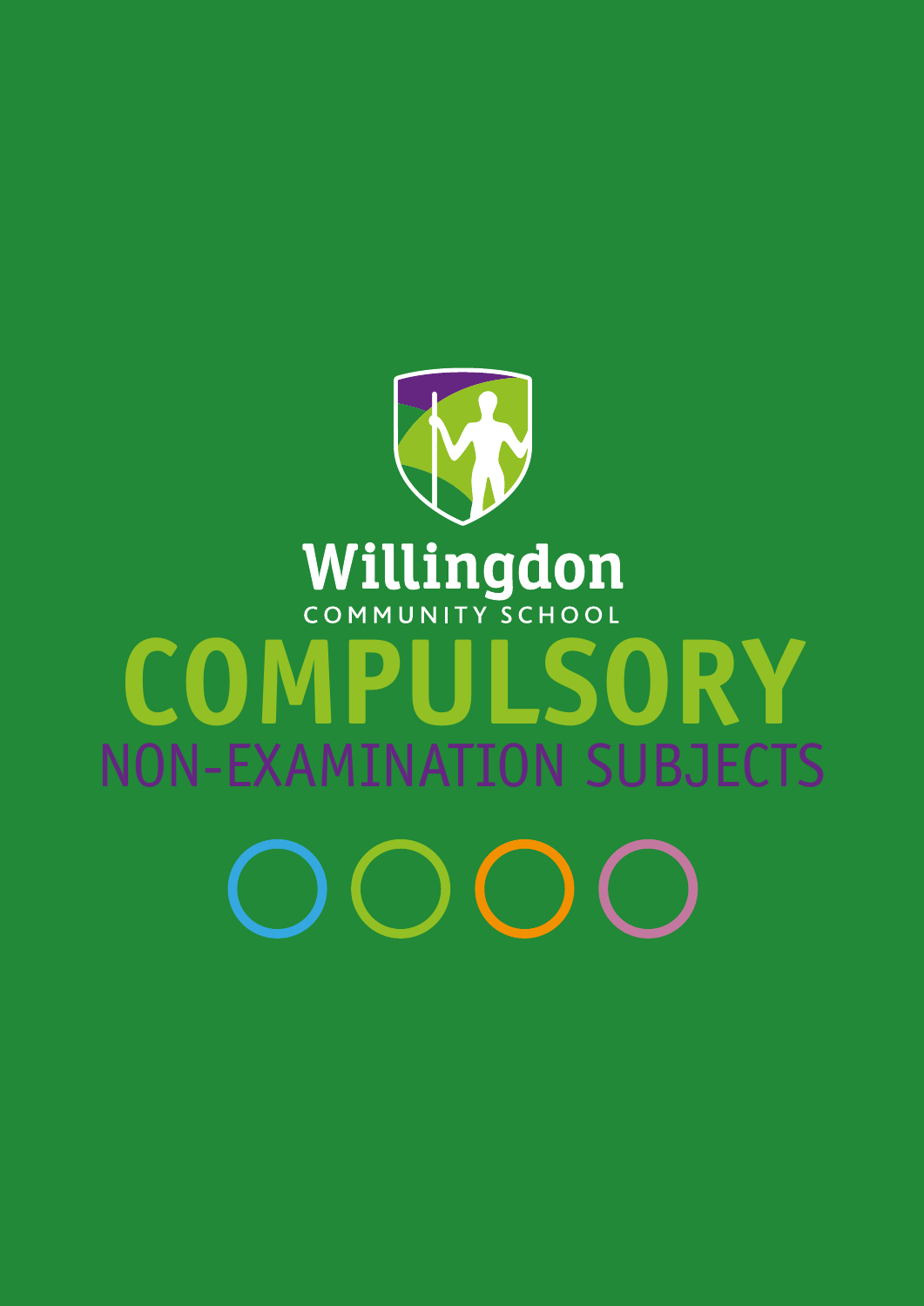Willingdon

COMMUNITY SCHOOL

# COMPULSORY

## NON-EXAMINATION SUBJECTS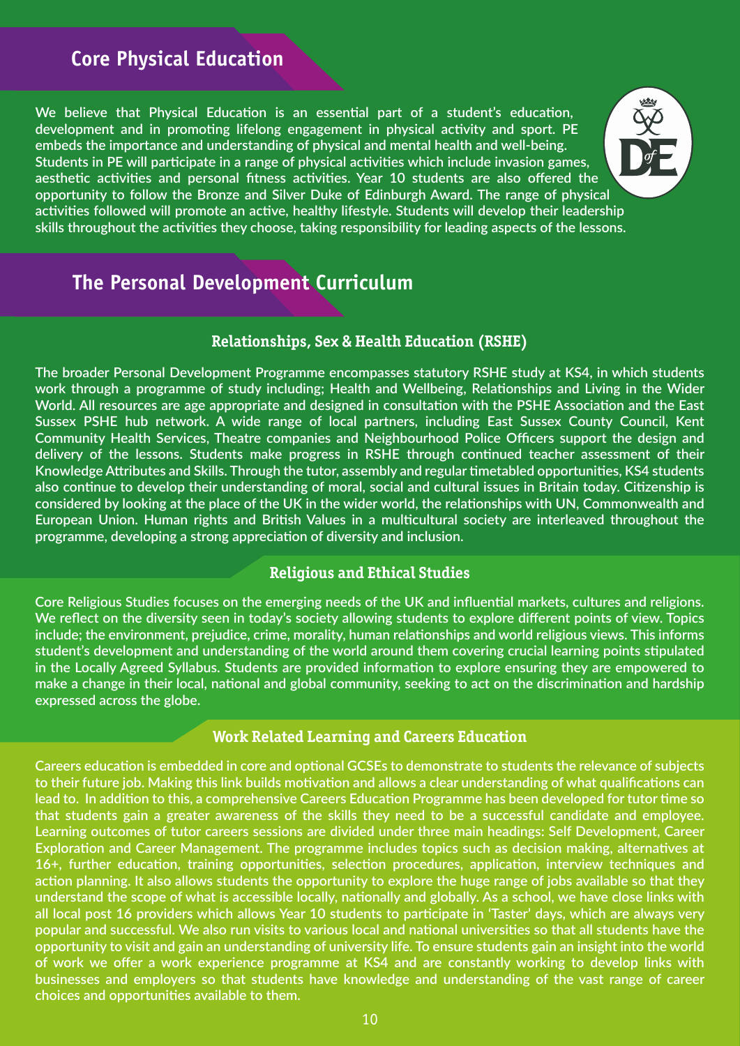## Core Physical Education

We believe that Physical Education is an essential part of a student's education, development and in promoting lifelong engagement in physical activity and sport. PE embeds the importance and understanding of physical and mental health and well-being. Students in PE will participate in a range of physical activities which include invasion games, aesthetic activities and personal fitness activities. Year 10 students are also offered the opportunity to follow the Bronze and Silver Duke of Edinburgh Award. The range of physical activities followed will promote an active, healthy lifestyle. Students will develop their leadership skills throughout the activities they choose, taking responsibility for leading aspects of the lessons.

## The Personal Development Curriculum

### Relationships, Sex & Health Education (RSHE)

The broader Personal Development Programme encompasses statutory RSHE study at KS4, in which students work through a programme of study including; Health and Wellbeing, Relationships and Living in the Wider World. All resources are age appropriate and designed in consultation with the PSHE Association and the East Sussex PSHE hub network. A wide range of local partners, including East Sussex County Council, Kent Community Health Services, Theatre companies and Neighbourhood Police Officers support the design and delivery of the lessons. Students make progress in RSHE through continued teacher assessment of their Knowledge Attributes and Skills. Through the tutor, assembly and regular timetabled opportunities, KS4 students also continue to develop their understanding of moral, social and cultural issues in Britain today. Citizenship is considered by looking at the place of the UK in the wider world, the relationships with UN, Commonwealth and European Union. Human rights and British Values in a multicultural society are interleaved throughout the programme, developing a strong appreciation of diversity and inclusion.

### Religious and Ethical Studies

Core Religious Studies focuses on the emerging needs of the UK and influential markets, cultures and religions. We reflect on the diversity seen in today's society allowing students to explore different points of view. Topics include; the environment, prejudice, crime, morality, human relationships and world religious views. This informs student's development and understanding of the world around them covering crucial learning points stipulated in the Locally Agreed Syllabus. Students are provided information to explore ensuring they are empowered to make a change in their local, national and global community, seeking to act on the discrimination and hardship expressed across the globe.

### Work Related Learning and Careers Education

Careers education is embedded in core and optional GCSEs to demonstrate to students the relevance of subjects to their future job. Making this link builds motivation and allows a clear understanding of what qualifications can lead to. In addition to this, a comprehensive Careers Education Programme has been developed for tutor time so that students gain a greater awareness of the skills they need to be a successful candidate and employee. Learning outcomes of tutor careers sessions are divided under three main headings: Self Development, Career Exploration and Career Management. The programme includes topics such as decision making, alternatives at 16+, further education, training opportunities, selection procedures, application, interview techniques and action planning. It also allows students the opportunity to explore the huge range of jobs available so that they understand the scope of what is accessible locally, nationally and globally. As a school, we have close links with all local post 16 providers which allows Year 10 students to participate in 'Taster' days, which are always very popular and successful. We also run visits to various local and national universities so that all students have the opportunity to visit and gain an understanding of university life. To ensure students gain an insight into the world of work we offer a work experience programme at KS4 and are constantly working to develop links with businesses and employers so that students have knowledge and understanding of the vast range of career choices and opportunities available to them.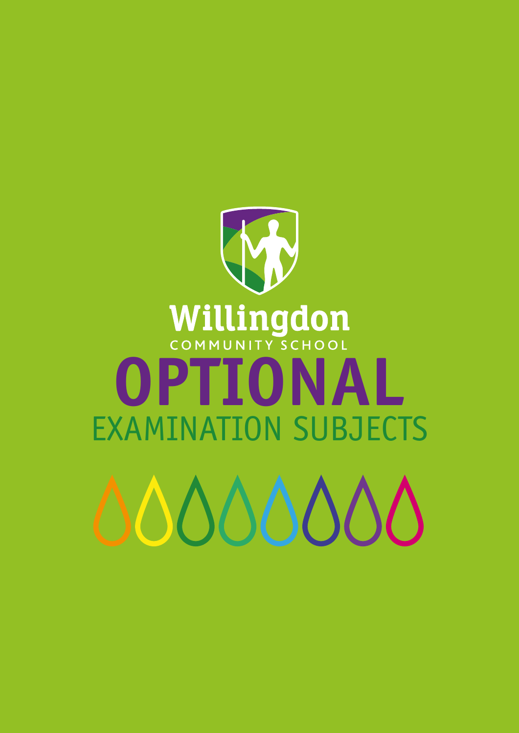Willingdon

COMMUNITY SCHOOL

# OPTIONAL

## EXAMINATION SUBJECTS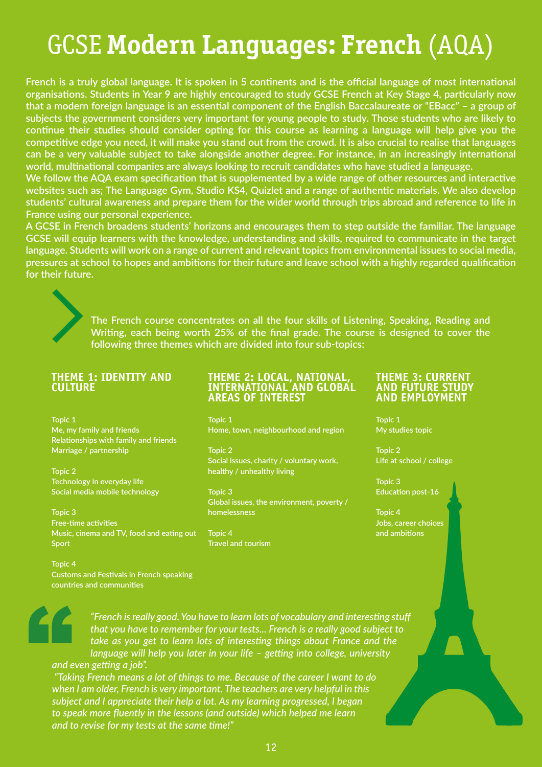# GCSE **Modern Languages: French** (AQA)

French is a truly global language. It is spoken in 5 continents and is the official language of most international organisations. Students in Year 9 are highly encouraged to study GCSE French at Key Stage 4, particularly now that a modern foreign language is an essential component of the English Baccalaureate or "EBacc" – a group of subjects the government considers very important for young people to study. Those students who are likely to continue their studies should consider opting for this course as learning a language will help give you the competitive edge you need, it will make you stand out from the crowd. It is also crucial to realise that languages can be a very valuable subject to take alongside another degree. For instance, in an increasingly international world, multinational companies are always looking to recruit candidates who have studied a language.

We follow the AQA exam specification that is supplemented by a wide range of other resources and interactive websites such as; The Language Gym, Studio KS4, Quizlet and a range of authentic materials. We also develop students' cultural awareness and prepare them for the wider world through trips abroad and reference to life in France using our personal experience.

A GCSE in French broadens students' horizons and encourages them to step outside the familiar. The language GCSE will equip learners with the knowledge, understanding and skills, required to communicate in the target language. Students will work on a range of current and relevant topics from environmental issues to social media, pressures at school to hopes and ambitions for their future and leave school with a highly regarded qualification for their future.

The French course concentrates on all the four skills of Listening, Speaking, Reading and Writing, each being worth 25% of the final grade. The course is designed to cover the following three themes which are divided into four sub-topics:

## THEME 1: IDENTITY AND CULTURE

Topic 1
Me, my family and friends
Relationships with family and friends
Marriage / partnership

Topic 2
Technology in everyday life
Social media mobile technology

Topic 3
Free-time activities
Music, cinema and TV, food and eating out
Sport

Topic 4
Customs and Festivals in French speaking countries and communities

## THEME 2: LOCAL, NATIONAL, INTERNATIONAL AND GLOBAL AREAS OF INTEREST

Topic 1
Home, town, neighbourhood and region

Topic 2
Social issues, charity / voluntary work, healthy / unhealthy living

Topic 3
Global issues, the environment, poverty / homelessness

Topic 4
Travel and tourism

## THEME 3: CURRENT AND FUTURE STUDY AND EMPLOYMENT

Topic 1
My studies topic

Topic 2
Life at school / college

Topic 3
Education post-16

Topic 4
Jobs, career choices and ambitions

*"French is really good. You have to learn lots of vocabulary and interesting stuff that you have to remember for your tests... French is a really good subject to take as you get to learn lots of interesting things about France and the language will help you later in your life – getting into college, university and even getting a job".*

*"Taking French means a lot of things to me. Because of the career I want to do when I am older, French is very important. The teachers are very helpful in this subject and I appreciate their help a lot. As my learning progressed, I began to speak more fluently in the lessons (and outside) which helped me learn and to revise for my tests at the same time!"*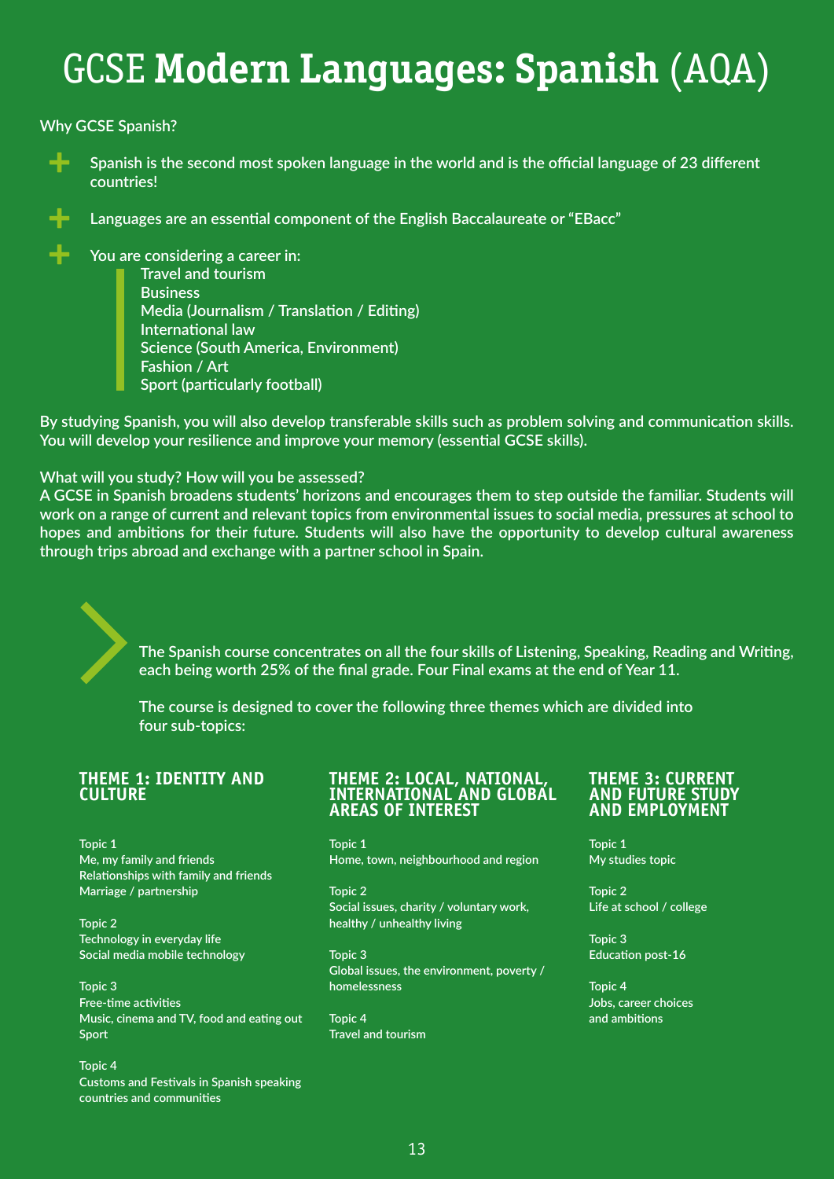# GCSE **Modern Languages: Spanish** (AQA)

Why GCSE Spanish?

- Spanish is the second most spoken language in the world and is the official language of 23 different countries!
- Languages are an essential component of the English Baccalaureate or "EBacc"
- You are considering a career in:
  - Travel and tourism
  - Business
  - Media (Journalism / Translation / Editing)
  - International law
  - Science (South America, Environment)
  - Fashion / Art
  - Sport (particularly football)

By studying Spanish, you will also develop transferable skills such as problem solving and communication skills. You will develop your resilience and improve your memory (essential GCSE skills).

What will you study? How will you be assessed?
A GCSE in Spanish broadens students' horizons and encourages them to step outside the familiar. Students will work on a range of current and relevant topics from environmental issues to social media, pressures at school to hopes and ambitions for their future. Students will also have the opportunity to develop cultural awareness through trips abroad and exchange with a partner school in Spain.

The Spanish course concentrates on all the four skills of Listening, Speaking, Reading and Writing, each being worth 25% of the final grade. Four Final exams at the end of Year 11.

The course is designed to cover the following three themes which are divided into four sub-topics:

### THEME 1: IDENTITY AND CULTURE

Topic 1
Me, my family and friends
Relationships with family and friends
Marriage / partnership

Topic 2
Technology in everyday life
Social media mobile technology

Topic 3
Free-time activities
Music, cinema and TV, food and eating out
Sport

Topic 4
Customs and Festivals in Spanish speaking countries and communities

### THEME 2: LOCAL, NATIONAL, INTERNATIONAL AND GLOBAL AREAS OF INTEREST

Topic 1
Home, town, neighbourhood and region

Topic 2
Social issues, charity / voluntary work, healthy / unhealthy living

Topic 3
Global issues, the environment, poverty / homelessness

Topic 4
Travel and tourism

### THEME 3: CURRENT AND FUTURE STUDY AND EMPLOYMENT

Topic 1
My studies topic

Topic 2
Life at school / college

Topic 3
Education post-16

Topic 4
Jobs, career choices and ambitions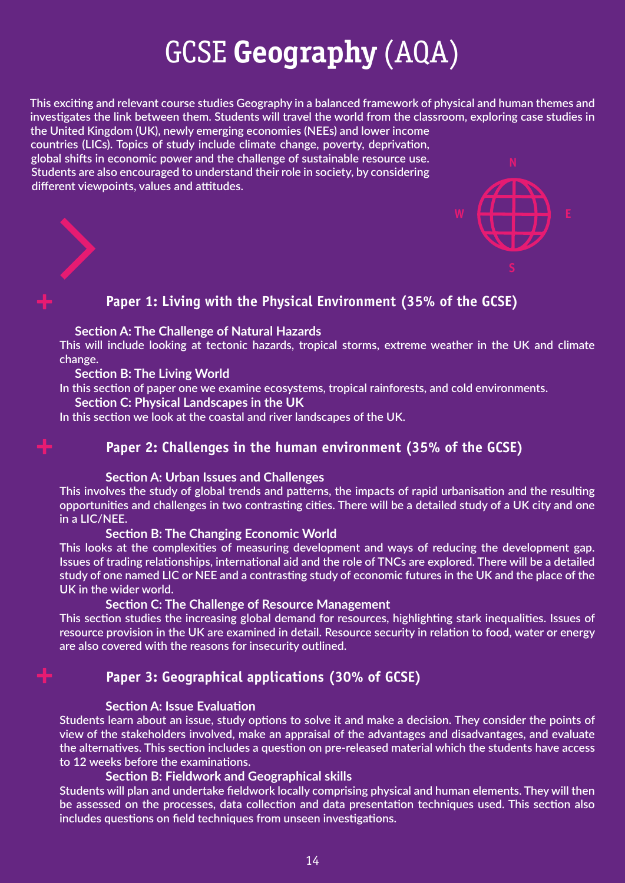# GCSE **Geography** (AQA)

This exciting and relevant course studies Geography in a balanced framework of physical and human themes and investigates the link between them. Students will travel the world from the classroom, exploring case studies in the United Kingdom (UK), newly emerging economies (NEEs) and lower income countries (LICs). Topics of study include climate change, poverty, deprivation, global shifts in economic power and the challenge of sustainable resource use. Students are also encouraged to understand their role in society, by considering different viewpoints, values and attitudes.

## Paper 1: Living with the Physical Environment (35% of the GCSE)

**Section A: The Challenge of Natural Hazards**

This will include looking at tectonic hazards, tropical storms, extreme weather in the UK and climate change.

**Section B: The Living World**

In this section of paper one we examine ecosystems, tropical rainforests, and cold environments.

**Section C: Physical Landscapes in the UK**

In this section we look at the coastal and river landscapes of the UK.

## Paper 2: Challenges in the human environment (35% of the GCSE)

**Section A: Urban Issues and Challenges**

This involves the study of global trends and patterns, the impacts of rapid urbanisation and the resulting opportunities and challenges in two contrasting cities. There will be a detailed study of a UK city and one in a LIC/NEE.

**Section B: The Changing Economic World**

This looks at the complexities of measuring development and ways of reducing the development gap. Issues of trading relationships, international aid and the role of TNCs are explored. There will be a detailed study of one named LIC or NEE and a contrasting study of economic futures in the UK and the place of the UK in the wider world.

**Section C: The Challenge of Resource Management**

This section studies the increasing global demand for resources, highlighting stark inequalities. Issues of resource provision in the UK are examined in detail. Resource security in relation to food, water or energy are also covered with the reasons for insecurity outlined.

## Paper 3: Geographical applications (30% of GCSE)

**Section A: Issue Evaluation**

Students learn about an issue, study options to solve it and make a decision. They consider the points of view of the stakeholders involved, make an appraisal of the advantages and disadvantages, and evaluate the alternatives. This section includes a question on pre-released material which the students have access to 12 weeks before the examinations.

**Section B: Fieldwork and Geographical skills**

Students will plan and undertake fieldwork locally comprising physical and human elements. They will then be assessed on the processes, data collection and data presentation techniques used. This section also includes questions on field techniques from unseen investigations.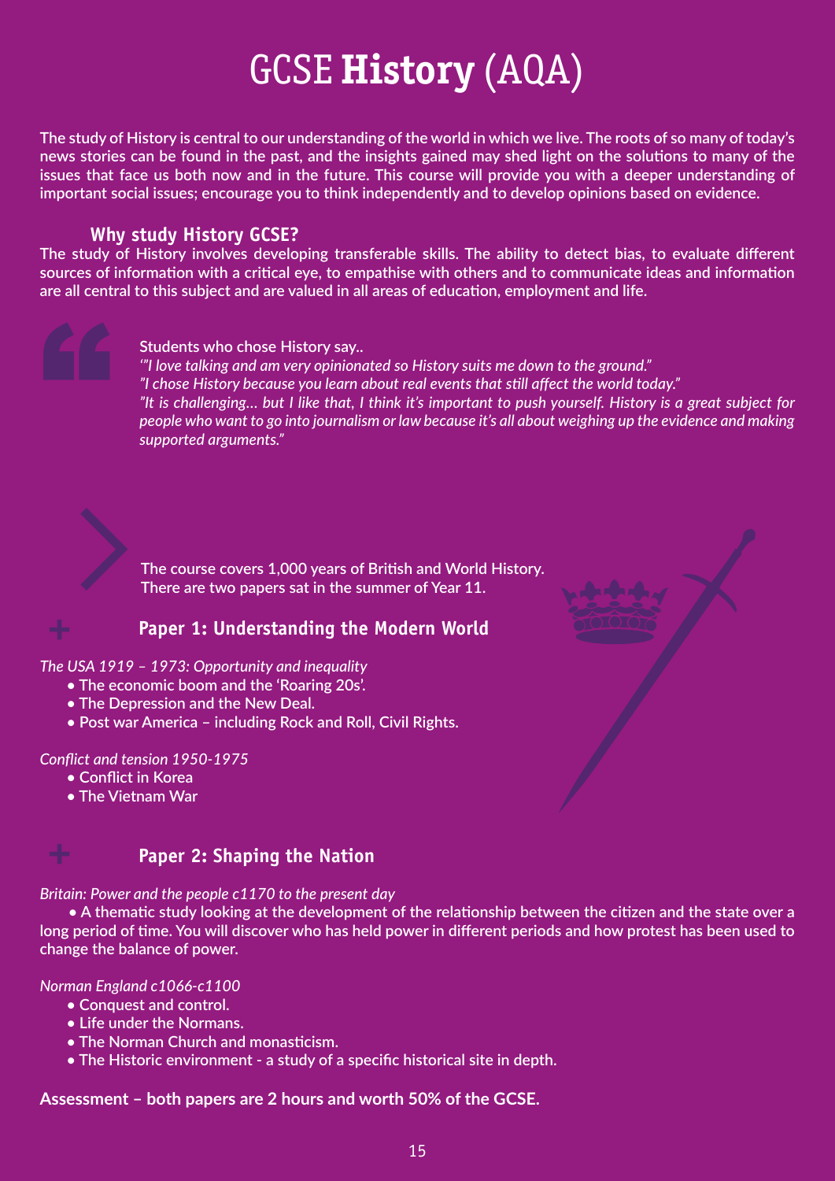# GCSE **History** (AQA)

**The study of History is central to our understanding of the world in which we live. The roots of so many of today's news stories can be found in the past, and the insights gained may shed light on the solutions to many of the issues that face us both now and in the future. This course will provide you with a deeper understanding of important social issues; encourage you to think independently and to develop opinions based on evidence.**

## Why study History GCSE?

**The study of History involves developing transferable skills. The ability to detect bias, to evaluate different sources of information with a critical eye, to empathise with others and to communicate ideas and information are all central to this subject and are valued in all areas of education, employment and life.**

**Students who chose History say..**

*'"I love talking and am very opinionated so History suits me down to the ground."*

*"I chose History because you learn about real events that still affect the world today."*

*"It is challenging... but I like that, I think it's important to push yourself. History is a great subject for people who want to go into journalism or law because it's all about weighing up the evidence and making supported arguments."*

**The course covers 1,000 years of British and World History. There are two papers sat in the summer of Year 11.**

## Paper 1: Understanding the Modern World

*The USA 1919 – 1973: Opportunity and inequality*

- **The economic boom and the 'Roaring 20s'.**
- **The Depression and the New Deal.**
- **Post war America – including Rock and Roll, Civil Rights.**

*Conflict and tension 1950-1975*

- **Conflict in Korea**
- **The Vietnam War**

## Paper 2: Shaping the Nation

*Britain: Power and the people c1170 to the present day*

- **A thematic study looking at the development of the relationship between the citizen and the state over a long period of time. You will discover who has held power in different periods and how protest has been used to change the balance of power.**

*Norman England c1066-c1100*

- **Conquest and control.**
- **Life under the Normans.**
- **The Norman Church and monasticism.**
- **The Historic environment - a study of a specific historical site in depth.**

**Assessment – both papers are 2 hours and worth 50% of the GCSE.**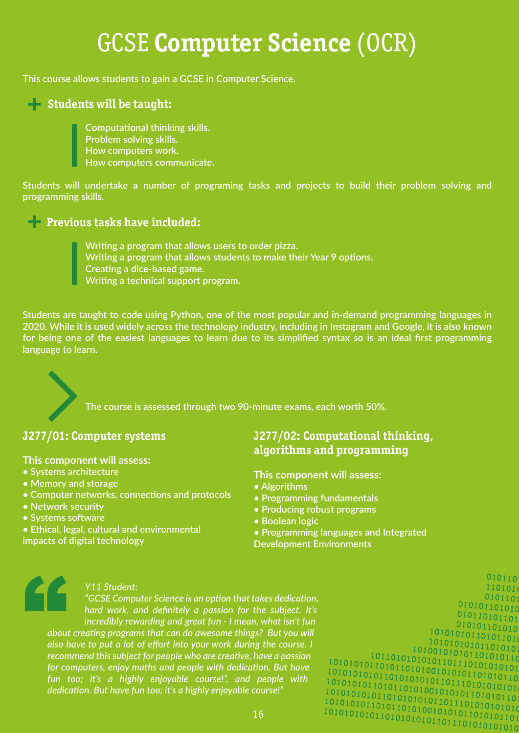# GCSE **Computer Science** (OCR)

This course allows students to gain a GCSE in Computer Science.

## Students will be taught:

Computational thinking skills.
Problem solving skills.
How computers work.
How computers communicate.

Students will undertake a number of programing tasks and projects to build their problem solving and programming skills.

## Previous tasks have included:

Writing a program that allows users to order pizza.
Writing a program that allows students to make their Year 9 options.
Creating a dice-based game.
Writing a technical support program.

Students are taught to code using Python, one of the most popular and in-demand programming languages in 2020. While it is used widely across the technology industry, including in Instagram and Google, it is also known for being one of the easiest languages to learn due to its simplified syntax so is an ideal first programming language to learn.

The course is assessed through two 90-minute exams, each worth 50%.

### J277/01: Computer systems

**This component will assess:**

- Systems architecture
- Memory and storage
- Computer networks, connections and protocols
- Network security
- Systems software
- Ethical, legal, cultural and environmental impacts of digital technology

### J277/02: Computational thinking, algorithms and programming

**This component will assess:**

- Algorithms
- Programming fundamentals
- Producing robust programs
- Boolean logic
- Programming languages and Integrated Development Environments

*Y11 Student:*
*"GCSE Computer Science is an option that takes dedication, hard work, and definitely a passion for the subject. It's incredibly rewarding and great fun - I mean, what isn't fun about creating programs that can do awesome things? But you will also have to put a lot of effort into your work during the course. I recommend this subject for people who are creative, have a passion for computers, enjoy maths and people with dedication. But have fun too; it's a highly enjoyable course!", and people with dedication. But have fun too; it's a highly enjoyable course!"*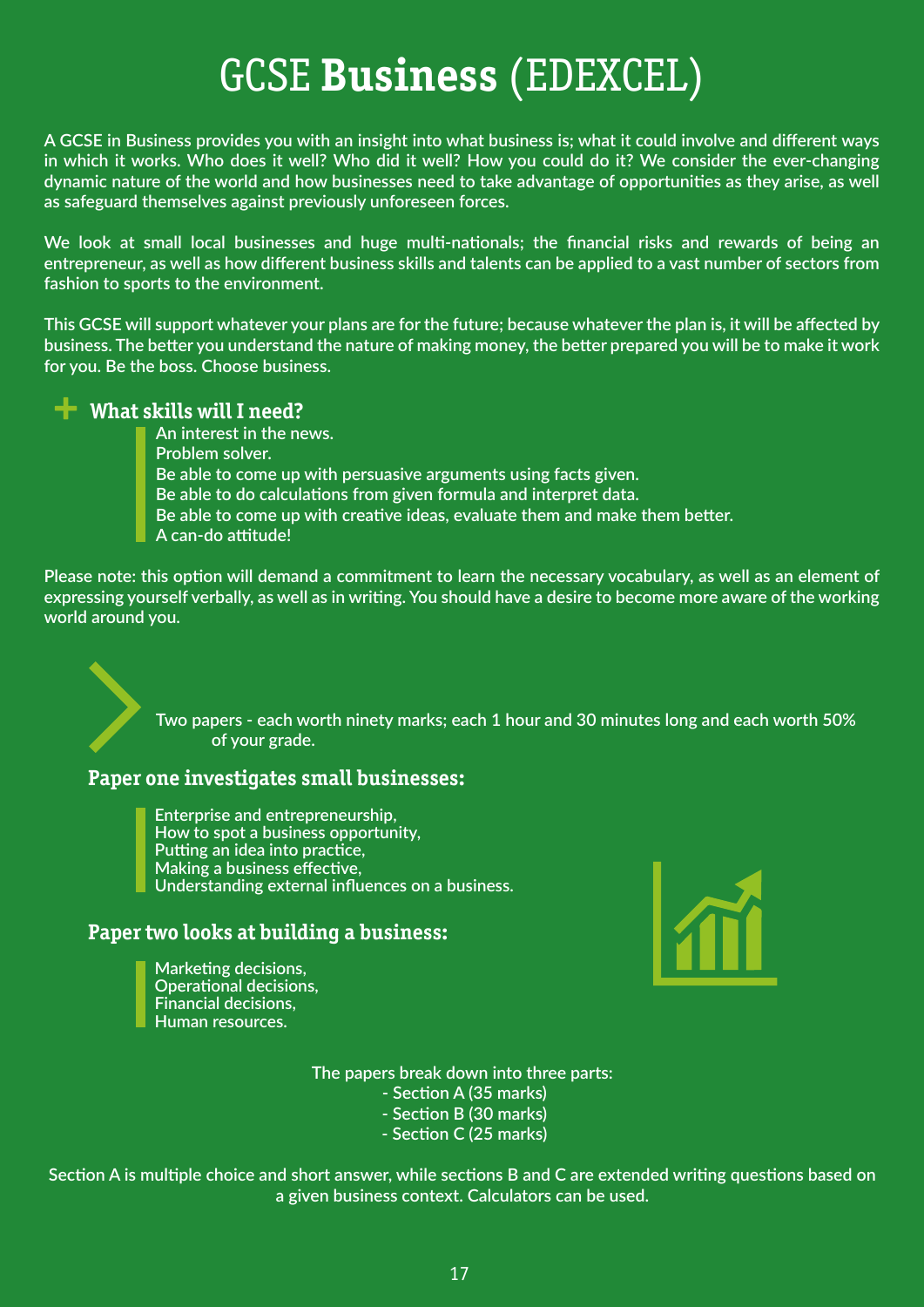# GCSE **Business** (EDEXCEL)

A GCSE in Business provides you with an insight into what business is; what it could involve and different ways in which it works. Who does it well? Who did it well? How you could do it? We consider the ever-changing dynamic nature of the world and how businesses need to take advantage of opportunities as they arise, as well as safeguard themselves against previously unforeseen forces.

We look at small local businesses and huge multi-nationals; the financial risks and rewards of being an entrepreneur, as well as how different business skills and talents can be applied to a vast number of sectors from fashion to sports to the environment.

This GCSE will support whatever your plans are for the future; because whatever the plan is, it will be affected by business. The better you understand the nature of making money, the better prepared you will be to make it work for you. Be the boss. Choose business.

## What skills will I need?

An interest in the news.
Problem solver.
Be able to come up with persuasive arguments using facts given.
Be able to do calculations from given formula and interpret data.
Be able to come up with creative ideas, evaluate them and make them better.
A can-do attitude!

Please note: this option will demand a commitment to learn the necessary vocabulary, as well as an element of expressing yourself verbally, as well as in writing. You should have a desire to become more aware of the working world around you.

Two papers - each worth ninety marks; each 1 hour and 30 minutes long and each worth 50% of your grade.

### Paper one investigates small businesses:

Enterprise and entrepreneurship,
How to spot a business opportunity,
Putting an idea into practice,
Making a business effective,
Understanding external influences on a business.

### Paper two looks at building a business:

Marketing decisions,
Operational decisions,
Financial decisions,
Human resources.

The papers break down into three parts:
- Section A (35 marks)
- Section B (30 marks)
- Section C (25 marks)

Section A is multiple choice and short answer, while sections B and C are extended writing questions based on a given business context. Calculators can be used.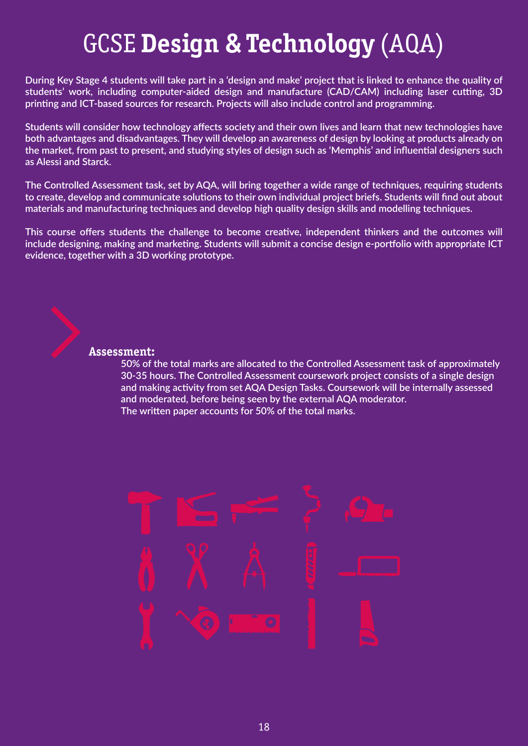# GCSE **Design & Technology** (AQA)

**During Key Stage 4 students will take part in a 'design and make' project that is linked to enhance the quality of students' work, including computer-aided design and manufacture (CAD/CAM) including laser cutting, 3D printing and ICT-based sources for research. Projects will also include control and programming.**

**Students will consider how technology affects society and their own lives and learn that new technologies have both advantages and disadvantages. They will develop an awareness of design by looking at products already on the market, from past to present, and studying styles of design such as 'Memphis' and influential designers such as Alessi and Starck.**

**The Controlled Assessment task, set by AQA, will bring together a wide range of techniques, requiring students to create, develop and communicate solutions to their own individual project briefs. Students will find out about materials and manufacturing techniques and develop high quality design skills and modelling techniques.**

**This course offers students the challenge to become creative, independent thinkers and the outcomes will include designing, making and marketing. Students will submit a concise design e-portfolio with appropriate ICT evidence, together with a 3D working prototype.**

## Assessment:

**50% of the total marks are allocated to the Controlled Assessment task of approximately 30-35 hours. The Controlled Assessment coursework project consists of a single design and making activity from set AQA Design Tasks. Coursework will be internally assessed and moderated, before being seen by the external AQA moderator.**
**The written paper accounts for 50% of the total marks.**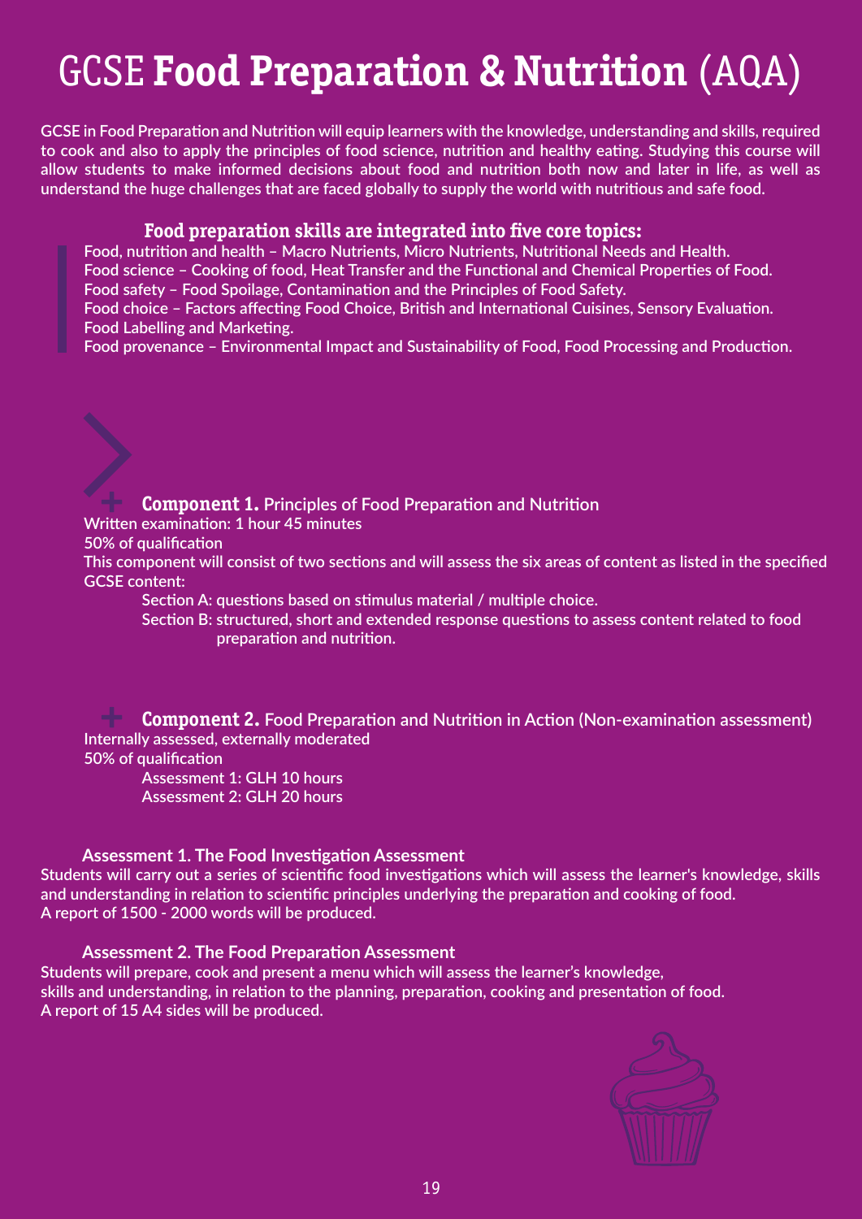# GCSE **Food Preparation & Nutrition** (AQA)

**GCSE in Food Preparation and Nutrition will equip learners with the knowledge, understanding and skills, required to cook and also to apply the principles of food science, nutrition and healthy eating. Studying this course will allow students to make informed decisions about food and nutrition both now and later in life, as well as understand the huge challenges that are faced globally to supply the world with nutritious and safe food.**

### Food preparation skills are integrated into five core topics:

**Food, nutrition and health – Macro Nutrients, Micro Nutrients, Nutritional Needs and Health.**
**Food science – Cooking of food, Heat Transfer and the Functional and Chemical Properties of Food.**
**Food safety – Food Spoilage, Contamination and the Principles of Food Safety.**
**Food choice – Factors affecting Food Choice, British and International Cuisines, Sensory Evaluation. Food Labelling and Marketing.**
**Food provenance – Environmental Impact and Sustainability of Food, Food Processing and Production.**

### Component 1. Principles of Food Preparation and Nutrition

**Written examination: 1 hour 45 minutes**
**50% of qualification**
**This component will consist of two sections and will assess the six areas of content as listed in the specified GCSE content:**

- **Section A: questions based on stimulus material / multiple choice.**
- **Section B: structured, short and extended response questions to assess content related to food preparation and nutrition.**

### Component 2. Food Preparation and Nutrition in Action (Non-examination assessment)

**Internally assessed, externally moderated**
**50% of qualification**

- **Assessment 1: GLH 10 hours**
- **Assessment 2: GLH 20 hours**

#### Assessment 1. The Food Investigation Assessment

**Students will carry out a series of scientific food investigations which will assess the learner's knowledge, skills and understanding in relation to scientific principles underlying the preparation and cooking of food.**
**A report of 1500 - 2000 words will be produced.**

#### Assessment 2. The Food Preparation Assessment

**Students will prepare, cook and present a menu which will assess the learner's knowledge, skills and understanding, in relation to the planning, preparation, cooking and presentation of food.**
**A report of 15 A4 sides will be produced.**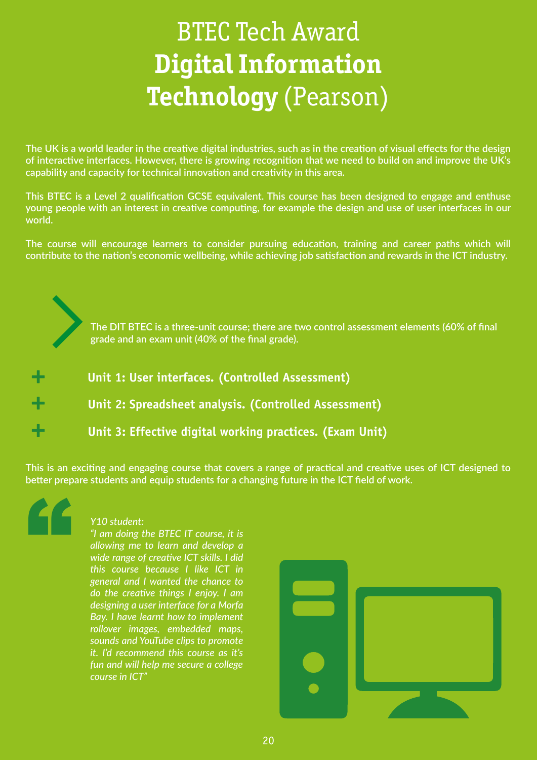# BTEC Tech Award **Digital Information Technology** (Pearson)

The UK is a world leader in the creative digital industries, such as in the creation of visual effects for the design of interactive interfaces. However, there is growing recognition that we need to build on and improve the UK's capability and capacity for technical innovation and creativity in this area.

This BTEC is a Level 2 qualification GCSE equivalent. This course has been designed to engage and enthuse young people with an interest in creative computing, for example the design and use of user interfaces in our world.

The course will encourage learners to consider pursuing education, training and career paths which will contribute to the nation's economic wellbeing, while achieving job satisfaction and rewards in the ICT industry.

The DIT BTEC is a three-unit course; there are two control assessment elements (60% of final grade and an exam unit (40% of the final grade).

- **Unit 1: User interfaces. (Controlled Assessment)**
- **Unit 2: Spreadsheet analysis. (Controlled Assessment)**
- **Unit 3: Effective digital working practices. (Exam Unit)**

This is an exciting and engaging course that covers a range of practical and creative uses of ICT designed to better prepare students and equip students for a changing future in the ICT field of work.

*Y10 student:*
*"I am doing the BTEC IT course, it is allowing me to learn and develop a wide range of creative ICT skills. I did this course because I like ICT in general and I wanted the chance to do the creative things I enjoy. I am designing a user interface for a Morfa Bay. I have learnt how to implement rollover images, embedded maps, sounds and YouTube clips to promote it. I'd recommend this course as it's fun and will help me secure a college course in ICT"*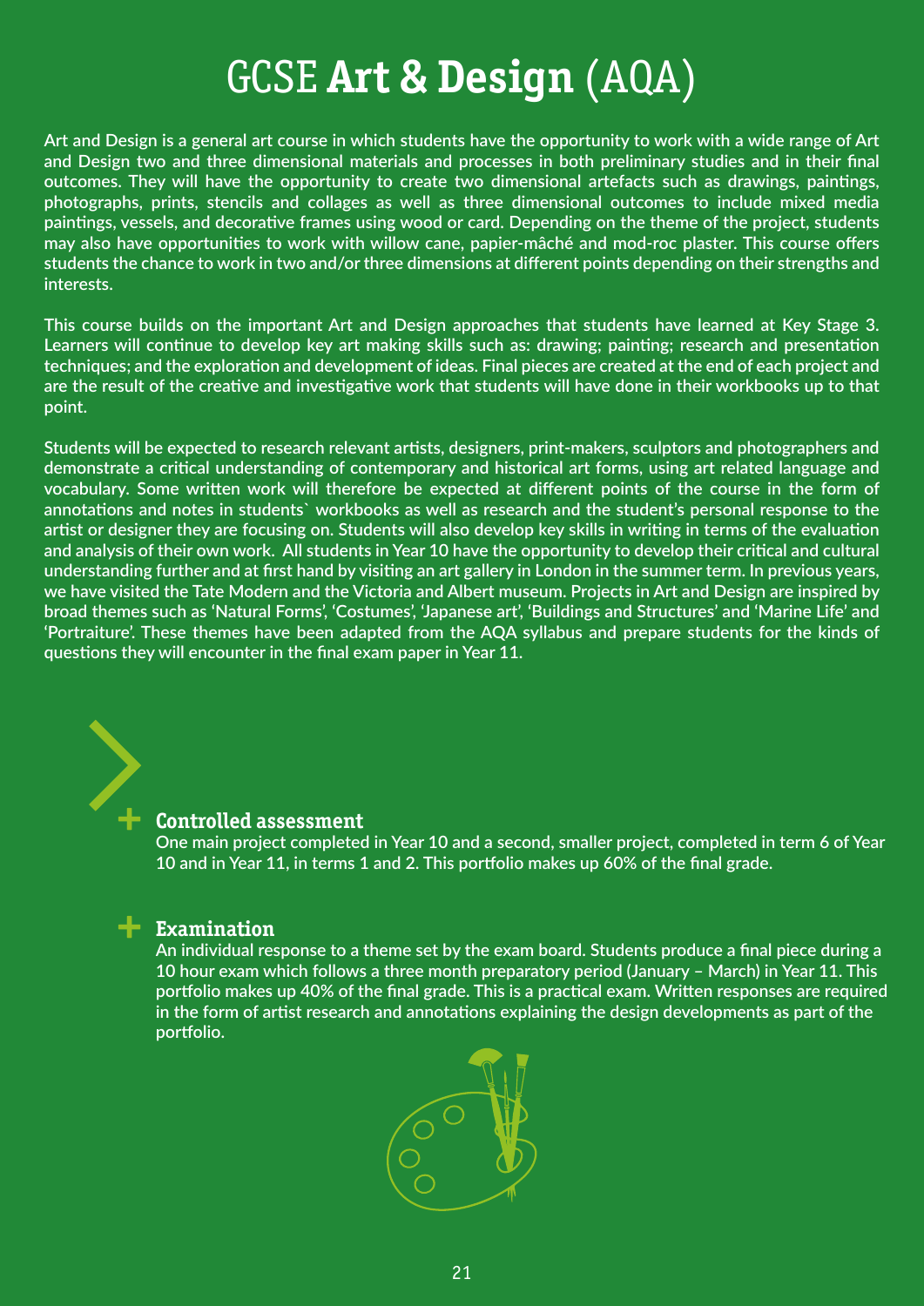# GCSE **Art & Design** (AQA)

Art and Design is a general art course in which students have the opportunity to work with a wide range of Art and Design two and three dimensional materials and processes in both preliminary studies and in their final outcomes. They will have the opportunity to create two dimensional artefacts such as drawings, paintings, photographs, prints, stencils and collages as well as three dimensional outcomes to include mixed media paintings, vessels, and decorative frames using wood or card. Depending on the theme of the project, students may also have opportunities to work with willow cane, papier-mâché and mod-roc plaster. This course offers students the chance to work in two and/or three dimensions at different points depending on their strengths and interests.

This course builds on the important Art and Design approaches that students have learned at Key Stage 3. Learners will continue to develop key art making skills such as: drawing; painting; research and presentation techniques; and the exploration and development of ideas. Final pieces are created at the end of each project and are the result of the creative and investigative work that students will have done in their workbooks up to that point.

Students will be expected to research relevant artists, designers, print-makers, sculptors and photographers and demonstrate a critical understanding of contemporary and historical art forms, using art related language and vocabulary. Some written work will therefore be expected at different points of the course in the form of annotations and notes in students` workbooks as well as research and the student's personal response to the artist or designer they are focusing on. Students will also develop key skills in writing in terms of the evaluation and analysis of their own work. All students in Year 10 have the opportunity to develop their critical and cultural understanding further and at first hand by visiting an art gallery in London in the summer term. In previous years, we have visited the Tate Modern and the Victoria and Albert museum. Projects in Art and Design are inspired by broad themes such as 'Natural Forms', 'Costumes', 'Japanese art', 'Buildings and Structures' and 'Marine Life' and 'Portraiture'. These themes have been adapted from the AQA syllabus and prepare students for the kinds of questions they will encounter in the final exam paper in Year 11.

### Controlled assessment

One main project completed in Year 10 and a second, smaller project, completed in term 6 of Year 10 and in Year 11, in terms 1 and 2. This portfolio makes up 60% of the final grade.

### Examination

An individual response to a theme set by the exam board. Students produce a final piece during a 10 hour exam which follows a three month preparatory period (January – March) in Year 11. This portfolio makes up 40% of the final grade. This is a practical exam. Written responses are required in the form of artist research and annotations explaining the design developments as part of the portfolio.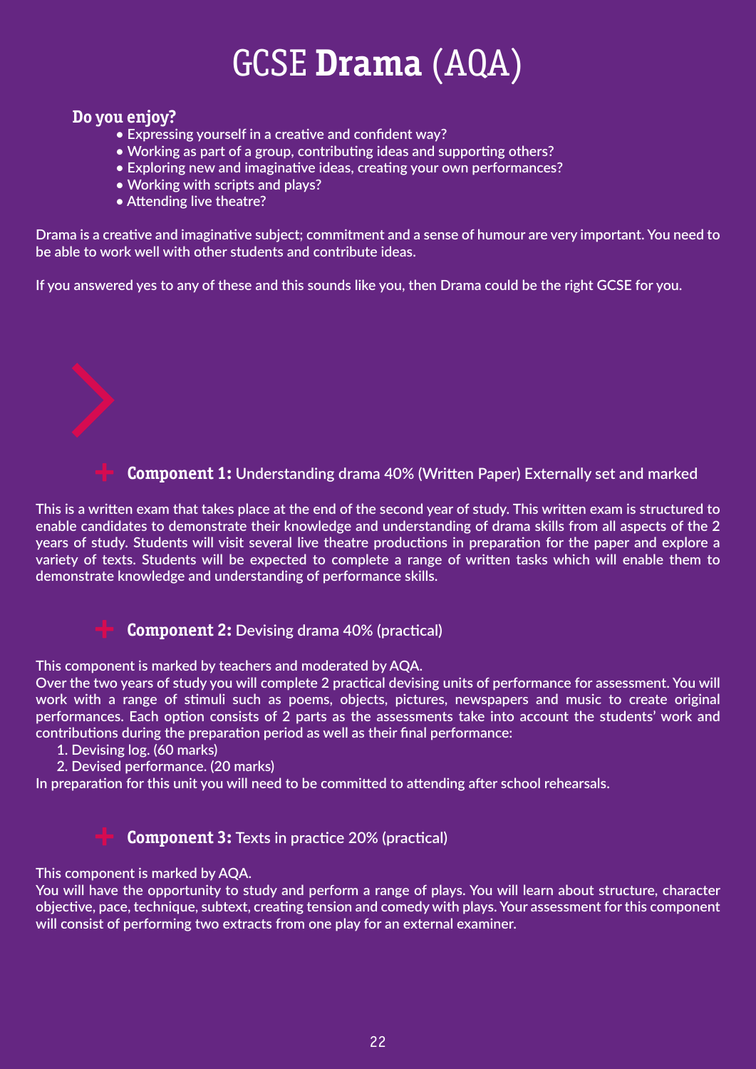# GCSE **Drama** (AQA)

### Do you enjoy?

- Expressing yourself in a creative and confident way?
- Working as part of a group, contributing ideas and supporting others?
- Exploring new and imaginative ideas, creating your own performances?
- Working with scripts and plays?
- Attending live theatre?

Drama is a creative and imaginative subject; commitment and a sense of humour are very important. You need to be able to work well with other students and contribute ideas.

If you answered yes to any of these and this sounds like you, then Drama could be the right GCSE for you.

### **Component 1:** Understanding drama 40% (Written Paper) Externally set and marked

This is a written exam that takes place at the end of the second year of study. This written exam is structured to enable candidates to demonstrate their knowledge and understanding of drama skills from all aspects of the 2 years of study. Students will visit several live theatre productions in preparation for the paper and explore a variety of texts. Students will be expected to complete a range of written tasks which will enable them to demonstrate knowledge and understanding of performance skills.

### **Component 2:** Devising drama 40% (practical)

This component is marked by teachers and moderated by AQA.
Over the two years of study you will complete 2 practical devising units of performance for assessment. You will work with a range of stimuli such as poems, objects, pictures, newspapers and music to create original performances. Each option consists of 2 parts as the assessments take into account the students' work and contributions during the preparation period as well as their final performance:

1. Devising log. (60 marks)
2. Devised performance. (20 marks)

In preparation for this unit you will need to be committed to attending after school rehearsals.

### **Component 3:** Texts in practice 20% (practical)

This component is marked by AQA.
You will have the opportunity to study and perform a range of plays. You will learn about structure, character objective, pace, technique, subtext, creating tension and comedy with plays. Your assessment for this component will consist of performing two extracts from one play for an external examiner.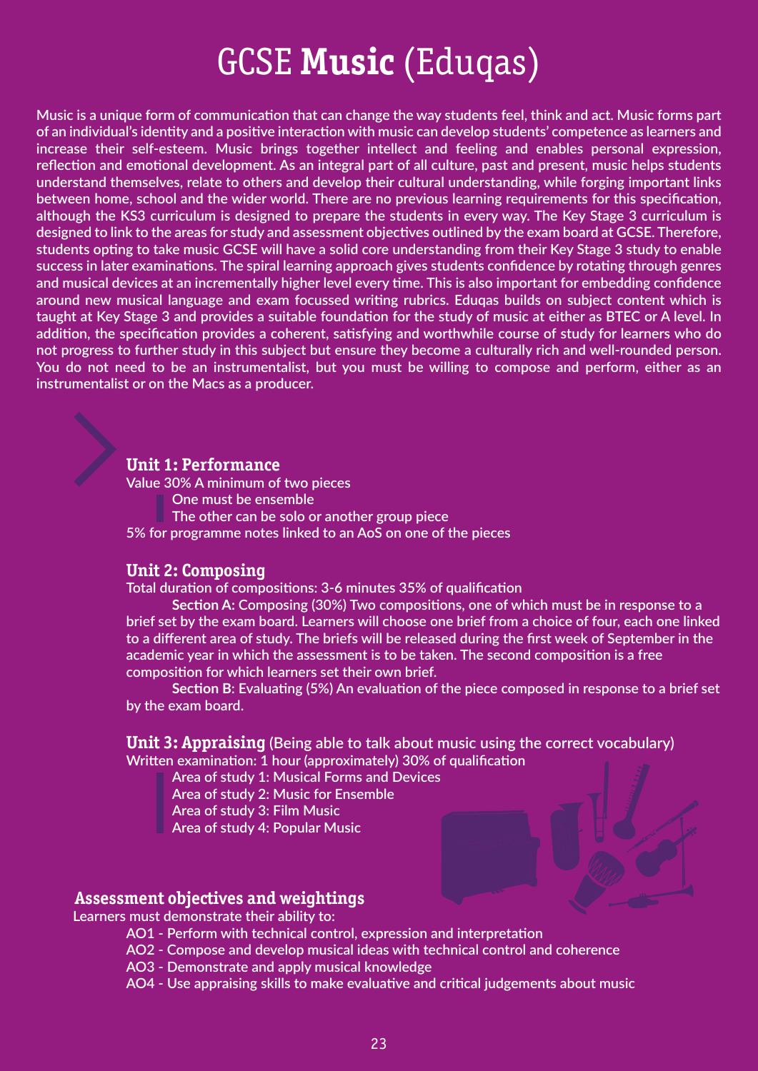# GCSE **Music** (Eduqas)

**Music is a unique form of communication that can change the way students feel, think and act. Music forms part of an individual's identity and a positive interaction with music can develop students' competence as learners and increase their self-esteem. Music brings together intellect and feeling and enables personal expression, reflection and emotional development. As an integral part of all culture, past and present, music helps students understand themselves, relate to others and develop their cultural understanding, while forging important links between home, school and the wider world. There are no previous learning requirements for this specification, although the KS3 curriculum is designed to prepare the students in every way. The Key Stage 3 curriculum is designed to link to the areas for study and assessment objectives outlined by the exam board at GCSE. Therefore, students opting to take music GCSE will have a solid core understanding from their Key Stage 3 study to enable success in later examinations. The spiral learning approach gives students confidence by rotating through genres and musical devices at an incrementally higher level every time. This is also important for embedding confidence around new musical language and exam focussed writing rubrics. Eduqas builds on subject content which is taught at Key Stage 3 and provides a suitable foundation for the study of music at either as BTEC or A level. In addition, the specification provides a coherent, satisfying and worthwhile course of study for learners who do not progress to further study in this subject but ensure they become a culturally rich and well-rounded person. You do not need to be an instrumentalist, but you must be willing to compose and perform, either as an instrumentalist or on the Macs as a producer.**

## Unit 1: Performance

Value 30% A minimum of two pieces

- One must be ensemble
- The other can be solo or another group piece

5% for programme notes linked to an AoS on one of the pieces

## Unit 2: Composing

Total duration of compositions: 3-6 minutes 35% of qualification

**Section A**: Composing (30%) Two compositions, one of which must be in response to a brief set by the exam board. Learners will choose one brief from a choice of four, each one linked to a different area of study. The briefs will be released during the first week of September in the academic year in which the assessment is to be taken. The second composition is a free composition for which learners set their own brief.

**Section B**: Evaluating (5%) An evaluation of the piece composed in response to a brief set by the exam board.

## Unit 3: Appraising (Being able to talk about music using the correct vocabulary)

Written examination: 1 hour (approximately) 30% of qualification

- Area of study 1: Musical Forms and Devices
- Area of study 2: Music for Ensemble
- Area of study 3: Film Music
- Area of study 4: Popular Music

## Assessment objectives and weightings

Learners must demonstrate their ability to:

- AO1 - Perform with technical control, expression and interpretation
- AO2 - Compose and develop musical ideas with technical control and coherence
- AO3 - Demonstrate and apply musical knowledge
- AO4 - Use appraising skills to make evaluative and critical judgements about music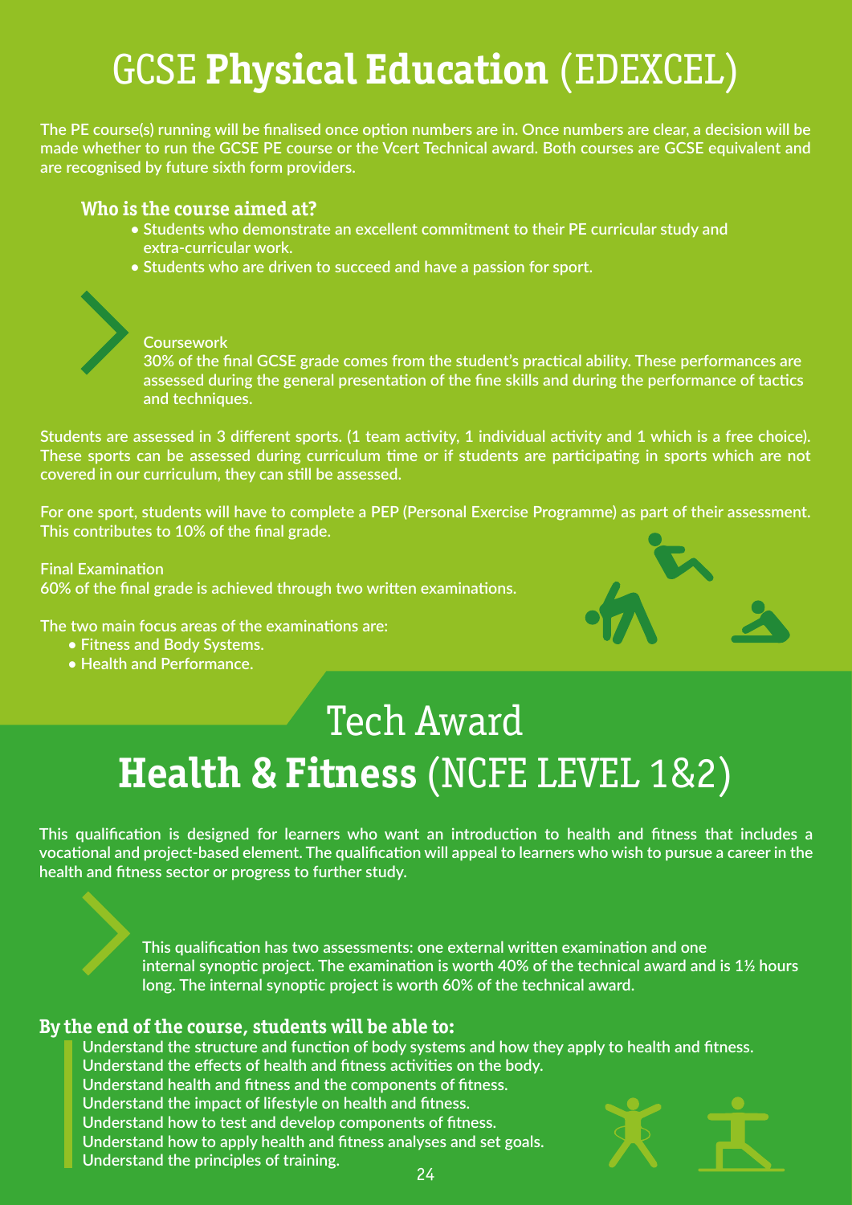# GCSE **Physical Education** (EDEXCEL)

The PE course(s) running will be finalised once option numbers are in. Once numbers are clear, a decision will be made whether to run the GCSE PE course or the Vcert Technical award. Both courses are GCSE equivalent and are recognised by future sixth form providers.

### Who is the course aimed at?

- Students who demonstrate an excellent commitment to their PE curricular study and extra-curricular work.
- Students who are driven to succeed and have a passion for sport.

Coursework
30% of the final GCSE grade comes from the student's practical ability. These performances are assessed during the general presentation of the fine skills and during the performance of tactics and techniques.

Students are assessed in 3 different sports. (1 team activity, 1 individual activity and 1 which is a free choice). These sports can be assessed during curriculum time or if students are participating in sports which are not covered in our curriculum, they can still be assessed.

For one sport, students will have to complete a PEP (Personal Exercise Programme) as part of their assessment. This contributes to 10% of the final grade.

Final Examination
60% of the final grade is achieved through two written examinations.

The two main focus areas of the examinations are:

- Fitness and Body Systems.
- Health and Performance.

# Tech Award
# **Health & Fitness** (NCFE LEVEL 1&2)

This qualification is designed for learners who want an introduction to health and fitness that includes a vocational and project-based element. The qualification will appeal to learners who wish to pursue a career in the health and fitness sector or progress to further study.

This qualification has two assessments: one external written examination and one internal synoptic project. The examination is worth 40% of the technical award and is 1½ hours long. The internal synoptic project is worth 60% of the technical award.

### By the end of the course, students will be able to:

Understand the structure and function of body systems and how they apply to health and fitness.
Understand the effects of health and fitness activities on the body.
Understand health and fitness and the components of fitness.
Understand the impact of lifestyle on health and fitness.
Understand how to test and develop components of fitness.
Understand how to apply health and fitness analyses and set goals.
Understand the principles of training.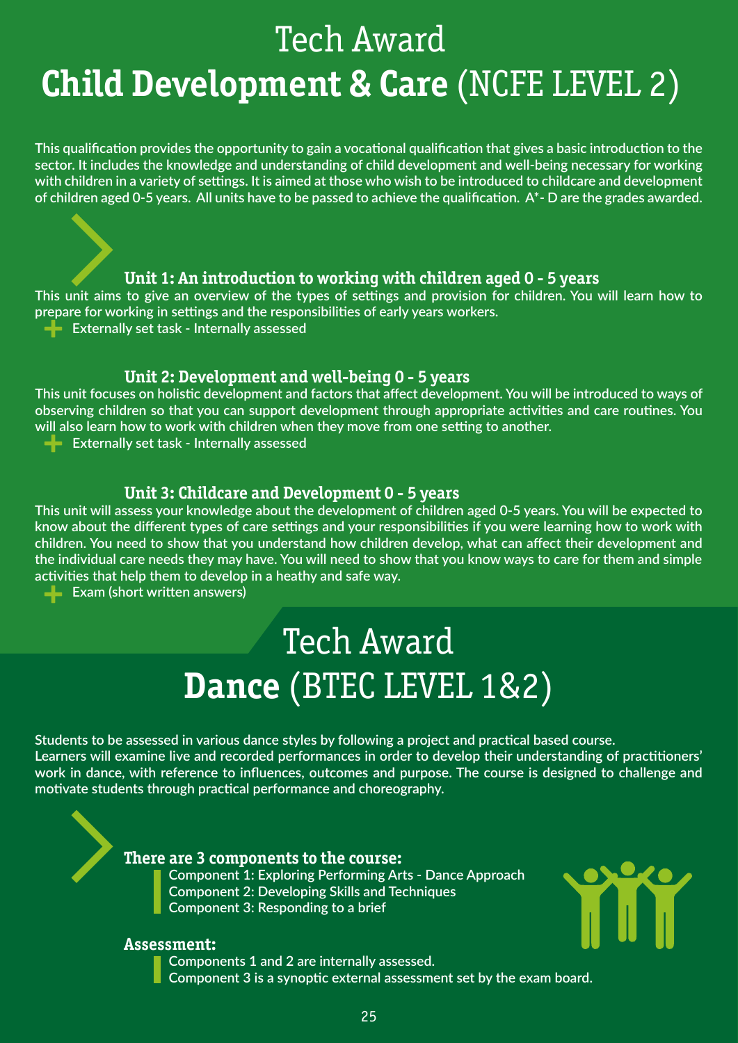# Tech Award
# **Child Development & Care** (NCFE LEVEL 2)

This qualification provides the opportunity to gain a vocational qualification that gives a basic introduction to the sector. It includes the knowledge and understanding of child development and well-being necessary for working with children in a variety of settings. It is aimed at those who wish to be introduced to childcare and development of children aged 0-5 years. All units have to be passed to achieve the qualification. A*- D are the grades awarded.

### Unit 1: An introduction to working with children aged 0 - 5 years

This unit aims to give an overview of the types of settings and provision for children. You will learn how to prepare for working in settings and the responsibilities of early years workers.

- Externally set task - Internally assessed

### Unit 2: Development and well-being 0 - 5 years

This unit focuses on holistic development and factors that affect development. You will be introduced to ways of observing children so that you can support development through appropriate activities and care routines. You will also learn how to work with children when they move from one setting to another.

- Externally set task - Internally assessed

### Unit 3: Childcare and Development 0 - 5 years

This unit will assess your knowledge about the development of children aged 0-5 years. You will be expected to know about the different types of care settings and your responsibilities if you were learning how to work with children. You need to show that you understand how children develop, what can affect their development and the individual care needs they may have. You will need to show that you know ways to care for them and simple activities that help them to develop in a heathy and safe way.

- Exam (short written answers)

# Tech Award
# **Dance** (BTEC LEVEL 1&2)

Students to be assessed in various dance styles by following a project and practical based course.
Learners will examine live and recorded performances in order to develop their understanding of practitioners' work in dance, with reference to influences, outcomes and purpose. The course is designed to challenge and motivate students through practical performance and choreography.

### There are 3 components to the course:

- Component 1: Exploring Performing Arts - Dance Approach
- Component 2: Developing Skills and Techniques
- Component 3: Responding to a brief

### Assessment:

- Components 1 and 2 are internally assessed.
- Component 3 is a synoptic external assessment set by the exam board.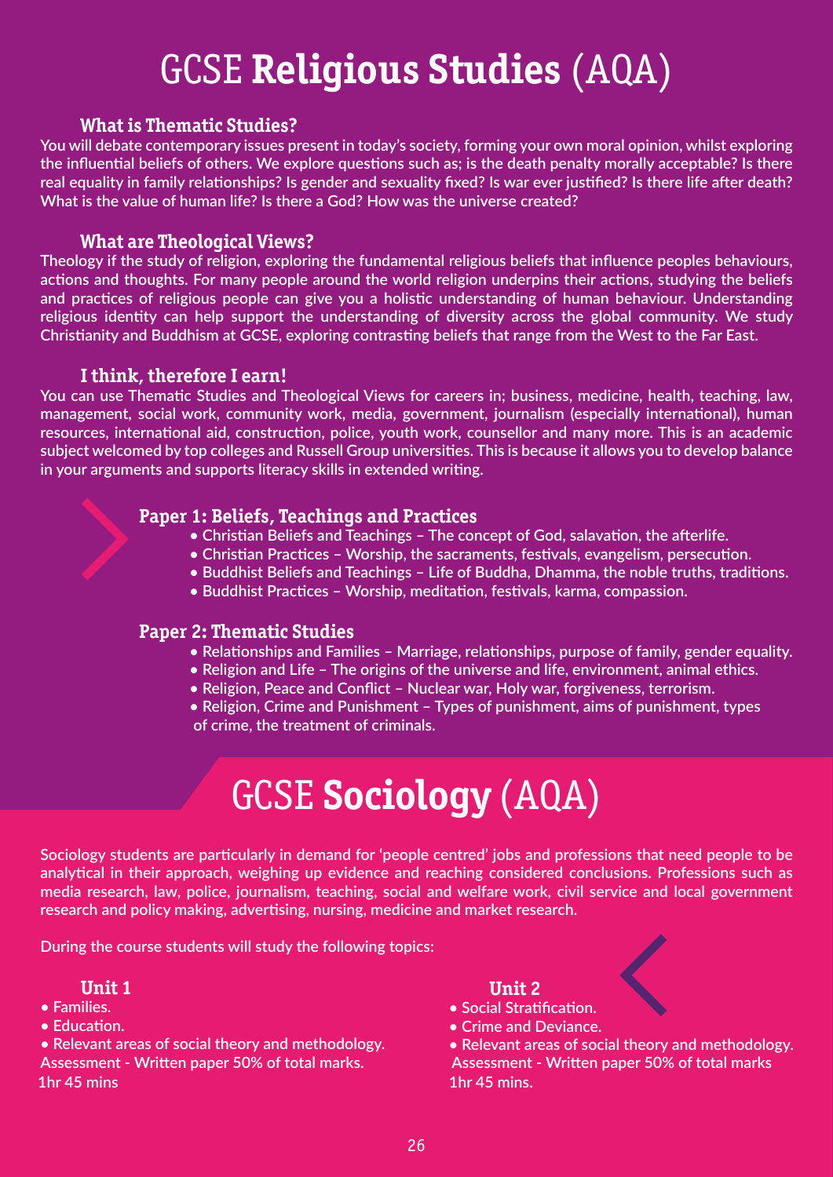# GCSE **Religious Studies** (AQA)

### What is Thematic Studies?

You will debate contemporary issues present in today's society, forming your own moral opinion, whilst exploring the influential beliefs of others. We explore questions such as; is the death penalty morally acceptable? Is there real equality in family relationships? Is gender and sexuality fixed? Is war ever justified? Is there life after death? What is the value of human life? Is there a God? How was the universe created?

### What are Theological Views?

Theology if the study of religion, exploring the fundamental religious beliefs that influence peoples behaviours, actions and thoughts. For many people around the world religion underpins their actions, studying the beliefs and practices of religious people can give you a holistic understanding of human behaviour. Understanding religious identity can help support the understanding of diversity across the global community. We study Christianity and Buddhism at GCSE, exploring contrasting beliefs that range from the West to the Far East.

### I think, therefore I earn!

You can use Thematic Studies and Theological Views for careers in; business, medicine, health, teaching, law, management, social work, community work, media, government, journalism (especially international), human resources, international aid, construction, police, youth work, counsellor and many more. This is an academic subject welcomed by top colleges and Russell Group universities. This is because it allows you to develop balance in your arguments and supports literacy skills in extended writing.

### Paper 1: Beliefs, Teachings and Practices

- Christian Beliefs and Teachings – The concept of God, salavation, the afterlife.
- Christian Practices – Worship, the sacraments, festivals, evangelism, persecution.
- Buddhist Beliefs and Teachings – Life of Buddha, Dhamma, the noble truths, traditions.
- Buddhist Practices – Worship, meditation, festivals, karma, compassion.

### Paper 2: Thematic Studies

- Relationships and Families – Marriage, relationships, purpose of family, gender equality.
- Religion and Life – The origins of the universe and life, environment, animal ethics.
- Religion, Peace and Conflict – Nuclear war, Holy war, forgiveness, terrorism.
- Religion, Crime and Punishment – Types of punishment, aims of punishment, types of crime, the treatment of criminals.

# GCSE **Sociology** (AQA)

Sociology students are particularly in demand for 'people centred' jobs and professions that need people to be analytical in their approach, weighing up evidence and reaching considered conclusions. Professions such as media research, law, police, journalism, teaching, social and welfare work, civil service and local government research and policy making, advertising, nursing, medicine and market research.

During the course students will study the following topics:

### Unit 1

- Families.
- Education.
- Relevant areas of social theory and methodology.

Assessment - Written paper 50% of total marks.
1hr 45 mins

### Unit 2

- Social Stratification.
- Crime and Deviance.
- Relevant areas of social theory and methodology.

Assessment - Written paper 50% of total marks
1hr 45 mins.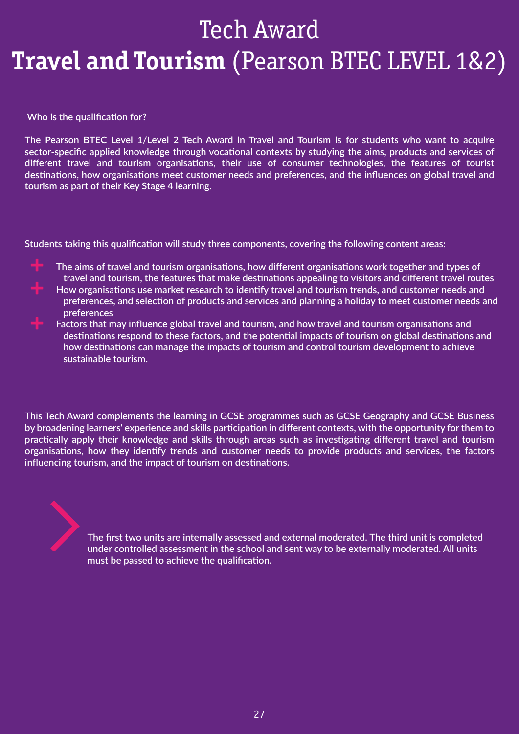# Tech Award

# **Travel and Tourism** (Pearson BTEC LEVEL 1&2)

Who is the qualification for?

The Pearson BTEC Level 1/Level 2 Tech Award in Travel and Tourism is for students who want to acquire sector-specific applied knowledge through vocational contexts by studying the aims, products and services of different travel and tourism organisations, their use of consumer technologies, the features of tourist destinations, how organisations meet customer needs and preferences, and the influences on global travel and tourism as part of their Key Stage 4 learning.

Students taking this qualification will study three components, covering the following content areas:

- The aims of travel and tourism organisations, how different organisations work together and types of travel and tourism, the features that make destinations appealing to visitors and different travel routes
- How organisations use market research to identify travel and tourism trends, and customer needs and preferences, and selection of products and services and planning a holiday to meet customer needs and preferences
- Factors that may influence global travel and tourism, and how travel and tourism organisations and destinations respond to these factors, and the potential impacts of tourism on global destinations and how destinations can manage the impacts of tourism and control tourism development to achieve sustainable tourism.

This Tech Award complements the learning in GCSE programmes such as GCSE Geography and GCSE Business by broadening learners' experience and skills participation in different contexts, with the opportunity for them to practically apply their knowledge and skills through areas such as investigating different travel and tourism organisations, how they identify trends and customer needs to provide products and services, the factors influencing tourism, and the impact of tourism on destinations.

The first two units are internally assessed and external moderated. The third unit is completed under controlled assessment in the school and sent way to be externally moderated. All units must be passed to achieve the qualification.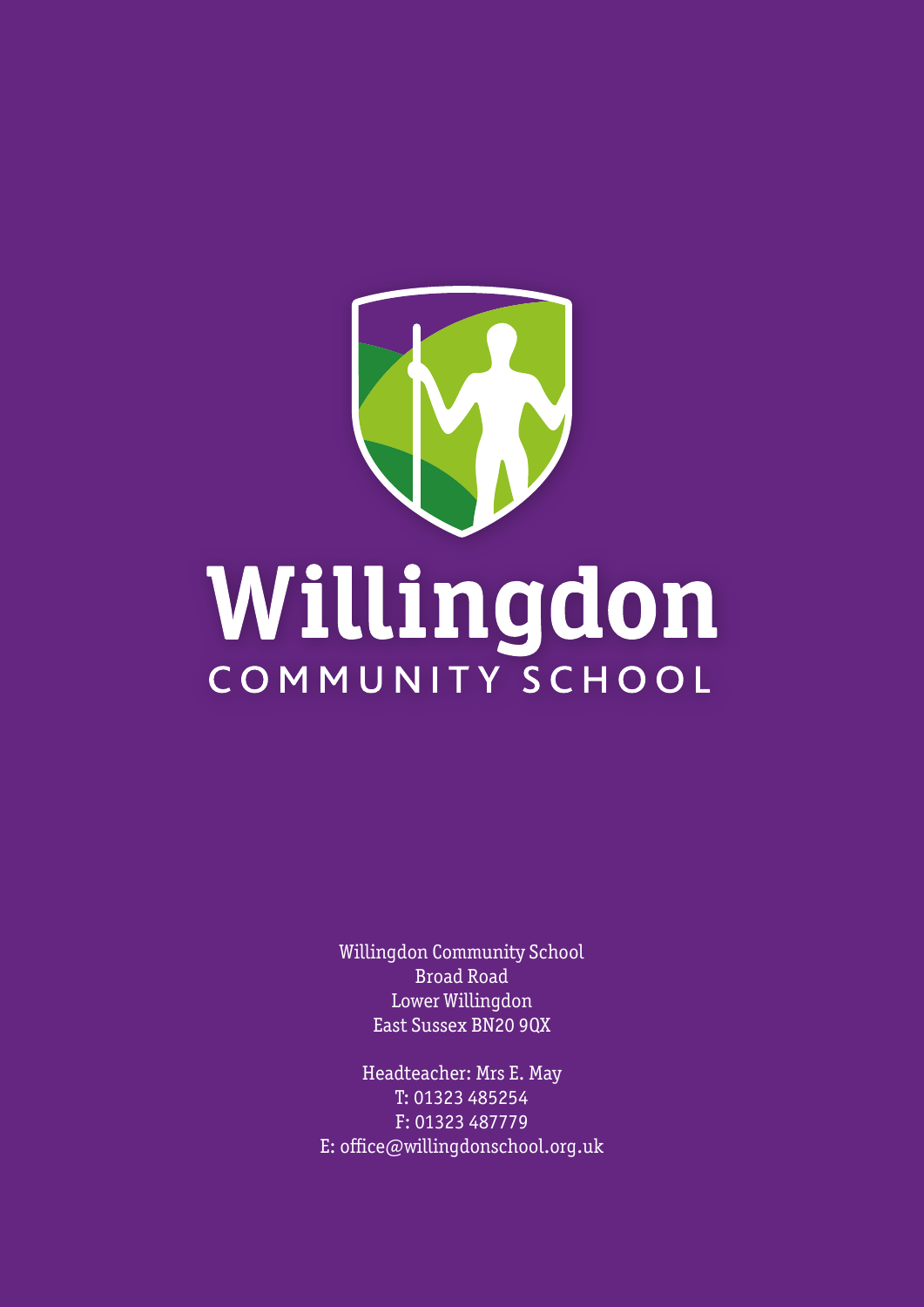# Willingdon

COMMUNITY SCHOOL

Willingdon Community School
Broad Road
Lower Willingdon
East Sussex BN20 9QX

Headteacher: Mrs E. May
T: 01323 485254
F: 01323 487779
E: office@willingdonschool.org.uk